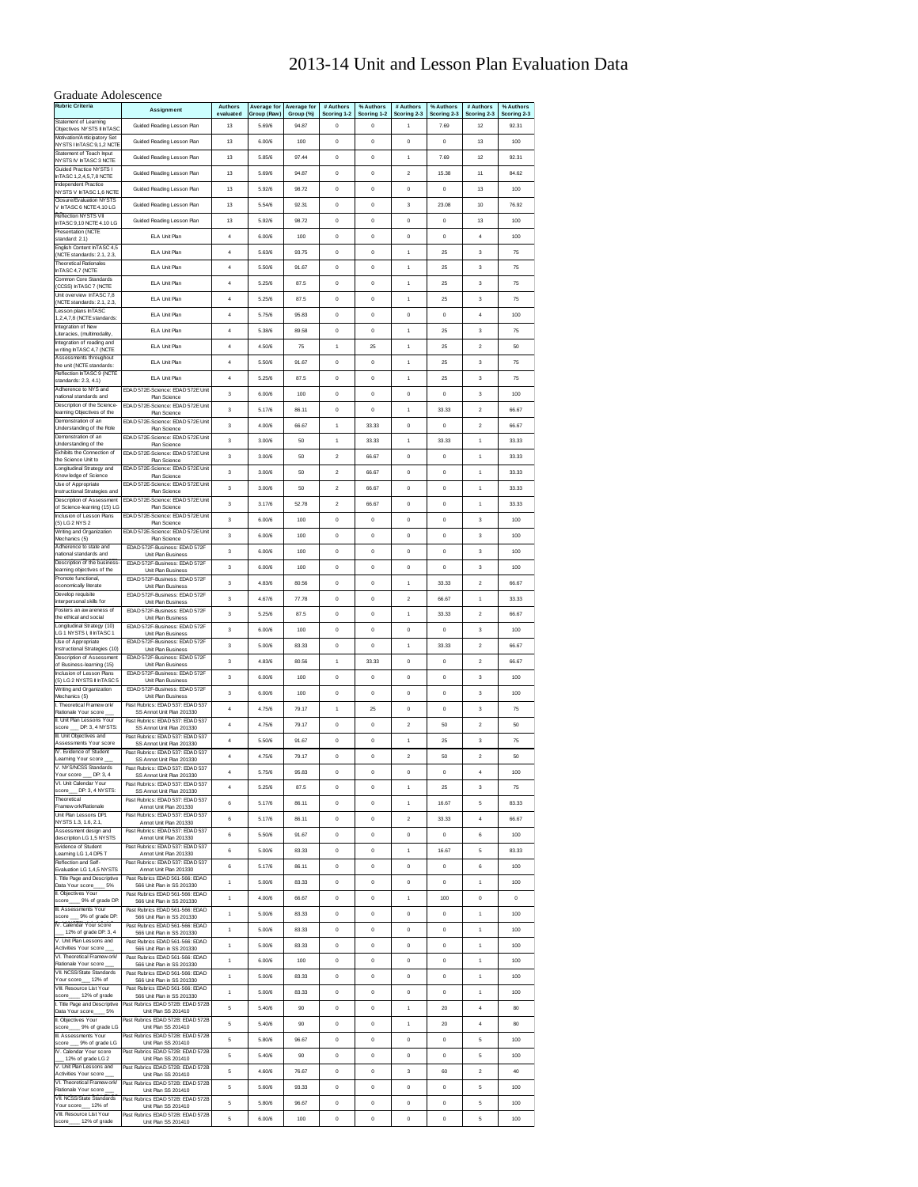# 2013-14 Unit and Lesson Plan Evaluation Data

## Graduate Adolescence

| Rubric Criteria | Assignment | Authors evaluated | Average for Group (Raw) | Average for Group (%) | # Authors Scoring 1-2 | % Authors Scoring 1-2 | # Authors Scoring 2-3 | % Authors Scoring 2-3 | # Authors Scoring 2-3 | % Authors Scoring 2-3 |
|---|---|---|---|---|---|---|---|---|---|---|
| Statement of Learning Objectives NYSTS II InTASC | Guided Reading Lesson Plan | 13 | 5.69/6 | 94.87 | 0 | 0 | 1 | 7.69 | 12 | 92.31 |
| Motivation/Anticipatory Set NYSTS I InTASC 9,1,2 NCTE | Guided Reading Lesson Plan | 13 | 6.00/6 | 100 | 0 | 0 | 0 | 0 | 13 | 100 |
| Statement of Teach Input NYSTS IV InTASC 3 NCTE | Guided Reading Lesson Plan | 13 | 5.85/6 | 97.44 | 0 | 0 | 1 | 7.69 | 12 | 92.31 |
| Guided Practice NYSTS I InTASC 1,2,4,5,7,8 NCTE | Guided Reading Lesson Plan | 13 | 5.69/6 | 94.87 | 0 | 0 | 2 | 15.38 | 11 | 84.62 |
| Independent Practice NYSTS V InTASC 1,6 NCTE | Guided Reading Lesson Plan | 13 | 5.92/6 | 98.72 | 0 | 0 | 0 | 0 | 13 | 100 |
| Closure/Evaluation NYSTS V InTASC 6 NCTE 4.10 LG | Guided Reading Lesson Plan | 13 | 5.54/6 | 92.31 | 0 | 0 | 3 | 23.08 | 10 | 76.92 |
| Reflection NYSTS VII InTASC 9,10 NCTE 4.10 LG | Guided Reading Lesson Plan | 13 | 5.92/6 | 98.72 | 0 | 0 | 0 | 0 | 13 | 100 |
| Presentation (NCTE standard: 2.1) | ELA Unit Plan | 4 | 6.00/6 | 100 | 0 | 0 | 0 | 0 | 4 | 100 |
| English Content InTASC 4,5 (NCTE standards: 2.1, 2.3, | ELA Unit Plan | 4 | 5.63/6 | 93.75 | 0 | 0 | 1 | 25 | 3 | 75 |
| Theoretical Rationales InTASC 4,7 (NCTE | ELA Unit Plan | 4 | 5.50/6 | 91.67 | 0 | 0 | 1 | 25 | 3 | 75 |
| Common Core Standards (CCSS) InTASC 7 (NCTE | ELA Unit Plan | 4 | 5.25/6 | 87.5 | 0 | 0 | 1 | 25 | 3 | 75 |
| Unit overview InTASC 7,8 (NCTE standards: 2.1, 2.3, | ELA Unit Plan | 4 | 5.25/6 | 87.5 | 0 | 0 | 1 | 25 | 3 | 75 |
| Lesson plans InTASC 1,2,4,7,8 (NCTE standards: | ELA Unit Plan | 4 | 5.75/6 | 95.83 | 0 | 0 | 0 | 0 | 4 | 100 |
| Integration of New Literacies, (multimodality, | ELA Unit Plan | 4 | 5.38/6 | 89.58 | 0 | 0 | 1 | 25 | 3 | 75 |
| Integration of reading and writing InTASC 4,7 (NCTE | ELA Unit Plan | 4 | 4.50/6 | 75 | 1 | 25 | 1 | 25 | 2 | 50 |
| Assessments throughout the unit (NCTE standards: | ELA Unit Plan | 4 | 5.50/6 | 91.67 | 0 | 0 | 1 | 25 | 3 | 75 |
| Reflection InTASC 9 (NCTE standards: 2.3, 4.1) | ELA Unit Plan | 4 | 5.25/6 | 87.5 | 0 | 0 | 1 | 25 | 3 | 75 |
| Adherence to NYS and national standards and | EDAD 572E-Science: EDAD 572E Unit Plan Science | 3 | 6.00/6 | 100 | 0 | 0 | 0 | 0 | 3 | 100 |
| Description of the Science-learning Objectives of the | EDAD 572E-Science: EDAD 572E Unit Plan Science | 3 | 5.17/6 | 86.11 | 0 | 0 | 1 | 33.33 | 2 | 66.67 |
| Demonstration of an Understanding of the Role | EDAD 572E-Science: EDAD 572E Unit Plan Science | 3 | 4.00/6 | 66.67 | 1 | 33.33 | 0 | 0 | 2 | 66.67 |
| Demonstration of an Understanding of the | EDAD 572E-Science: EDAD 572E Unit Plan Science | 3 | 3.00/6 | 50 | 1 | 33.33 | 1 | 33.33 | 1 | 33.33 |
| Exhibits the Connection of the Science Unit to | EDAD 572E-Science: EDAD 572E Unit Plan Science | 3 | 3.00/6 | 50 | 2 | 66.67 | 0 | 0 | 1 | 33.33 |
| Longitudinal Strategy and Knowledge of Science | EDAD 572E-Science: EDAD 572E Unit Plan Science | 3 | 3.00/6 | 50 | 2 | 66.67 | 0 | 0 | 1 | 33.33 |
| Use of Appropriate Instructional Strategies and | EDAD 572E-Science: EDAD 572E Unit Plan Science | 3 | 3.00/6 | 50 | 2 | 66.67 | 0 | 0 | 1 | 33.33 |
| Description of Assessment of Science-learning (15) LG | EDAD 572E-Science: EDAD 572E Unit Plan Science | 3 | 3.17/6 | 52.78 | 2 | 66.67 | 0 | 0 | 1 | 33.33 |
| Inclusion of Lesson Plans (5) LG 2 NYS 2 | EDAD 572E-Science: EDAD 572E Unit Plan Science | 3 | 6.00/6 | 100 | 0 | 0 | 0 | 0 | 3 | 100 |
| Writing and Organization Mechanics (5) | EDAD 572E-Science: EDAD 572E Unit Plan Science | 3 | 6.00/6 | 100 | 0 | 0 | 0 | 0 | 3 | 100 |
| Adherence to state and national standards and | EDAD 572F-Business: EDAD 572F Unit Plan Business | 3 | 6.00/6 | 100 | 0 | 0 | 0 | 0 | 3 | 100 |
| Description of the business-learning objectives of the | EDAD 572F-Business: EDAD 572F Unit Plan Business | 3 | 6.00/6 | 100 | 0 | 0 | 0 | 0 | 3 | 100 |
| Promote functional, economically literate | EDAD 572F-Business: EDAD 572F Unit Plan Business | 3 | 4.83/6 | 80.56 | 0 | 0 | 1 | 33.33 | 2 | 66.67 |
| Develop requisite interpersonal skills for | EDAD 572F-Business: EDAD 572F Unit Plan Business | 3 | 4.67/6 | 77.78 | 0 | 0 | 2 | 66.67 | 1 | 33.33 |
| Fosters an awareness of the ethical and social | EDAD 572F-Business: EDAD 572F Unit Plan Business | 3 | 5.25/6 | 87.5 | 0 | 0 | 1 | 33.33 | 2 | 66.67 |
| Longitudinal Strategy (10) LG 1 NYSTS I, II InTASC 1 | EDAD 572F-Business: EDAD 572F Unit Plan Business | 3 | 6.00/6 | 100 | 0 | 0 | 0 | 0 | 3 | 100 |
| Use of Appropriate Instructional Strategies (10) | EDAD 572F-Business: EDAD 572F Unit Plan Business | 3 | 5.00/6 | 83.33 | 0 | 0 | 1 | 33.33 | 2 | 66.67 |
| Description of Assessment of Business-learning (15) | EDAD 572F-Business: EDAD 572F Unit Plan Business | 3 | 4.83/6 | 80.56 | 1 | 33.33 | 0 | 0 | 2 | 66.67 |
| Inclusion of Lesson Plans (5) LG 2 NYSTS II InTASC 5 | EDAD 572F-Business: EDAD 572F Unit Plan Business | 3 | 6.00/6 | 100 | 0 | 0 | 0 | 0 | 3 | 100 |
| Writing and Organization Mechanics (5) | EDAD 572F-Business: EDAD 572F Unit Plan Business | 3 | 6.00/6 | 100 | 0 | 0 | 0 | 0 | 3 | 100 |
| I. Theoretical Framework/ Rationale Your score ___ | Past Rubrics: EDAD 537: EDAD 537 SS Annot Unit Plan 201330 | 4 | 4.75/6 | 79.17 | 1 | 25 | 0 | 0 | 3 | 75 |
| II. Unit Plan Lessons Your score ___ DP: 3, 4 NYSTS: | Past Rubrics: EDAD 537: EDAD 537 SS Annot Unit Plan 201330 | 4 | 4.75/6 | 79.17 | 0 | 0 | 2 | 50 | 2 | 50 |
| III. Unit Objectives and Assessments Your score | Past Rubrics: EDAD 537: EDAD 537 SS Annot Unit Plan 201330 | 4 | 5.50/6 | 91.67 | 0 | 0 | 1 | 25 | 3 | 75 |
| IV. Evidence of Student Learning Your score ___ | Past Rubrics: EDAD 537: EDAD 537 SS Annot Unit Plan 201330 | 4 | 4.75/6 | 79.17 | 0 | 0 | 2 | 50 | 2 | 50 |
| V. NYS/NCSS Standards Your score ___ DP: 3, 4 | Past Rubrics: EDAD 537: EDAD 537 SS Annot Unit Plan 201330 | 4 | 5.75/6 | 95.83 | 0 | 0 | 0 | 0 | 4 | 100 |
| VI. Unit Calendar Your score___ DP: 3, 4 NYSTS: | Past Rubrics: EDAD 537: EDAD 537 SS Annot Unit Plan 201330 | 4 | 5.25/6 | 87.5 | 0 | 0 | 1 | 25 | 3 | 75 |
| Theoretical Framework/Rationale | Past Rubrics: EDAD 537: EDAD 537 Annot Unit Plan 201330 | 6 | 5.17/6 | 86.11 | 0 | 0 | 1 | 16.67 | 5 | 83.33 |
| Unit Plan Lessons DP1 NYSTS 1.3, 1.6, 2.1, | Past Rubrics: EDAD 537: EDAD 537 Annot Unit Plan 201330 | 6 | 5.17/6 | 86.11 | 0 | 0 | 2 | 33.33 | 4 | 66.67 |
| Assessment design and description LG 1,5 NYSTS | Past Rubrics: EDAD 537: EDAD 537 Annot Unit Plan 201330 | 6 | 5.50/6 | 91.67 | 0 | 0 | 0 | 0 | 6 | 100 |
| Evidence of Student Learning LG 1,4 DPS 7 | Past Rubrics: EDAD 537: EDAD 537 Annot Unit Plan 201330 | 6 | 5.00/6 | 83.33 | 0 | 0 | 1 | 16.67 | 5 | 83.33 |
| Reflection and Self-Evaluation LG 1,4,5 NYSTS | Past Rubrics: EDAD 537: EDAD 537 Annot Unit Plan 201330 | 6 | 5.17/6 | 86.11 | 0 | 0 | 0 | 0 | 6 | 100 |
| I. Title Page and Descriptive Data Your score___ 5% | Past Rubrics EDAD 561-566: EDAD 566 Unit Plan in SS 201330 | 1 | 5.00/6 | 83.33 | 0 | 0 | 0 | 0 | 1 | 100 |
| II. Objectives Your score___ 9% of grade DP | Past Rubrics EDAD 561-566: EDAD 566 Unit Plan in SS 201330 | 1 | 4.00/6 | 66.67 | 0 | 0 | 1 | 100 | 0 | 0 |
| III. Assessments Your score ___ 9% of grade DP: | Past Rubrics EDAD 561-566: EDAD 566 Unit Plan in SS 201330 | 1 | 5.00/6 | 83.33 | 0 | 0 | 0 | 0 | 1 | 100 |
| IV. Calendar Your score ___ 12% of grade DP: 3, 4 | Past Rubrics EDAD 561-566: EDAD 566 Unit Plan in SS 201330 | 1 | 5.00/6 | 83.33 | 0 | 0 | 0 | 0 | 1 | 100 |
| V. Unit Plan Lessons and Activities Your score ___ | Past Rubrics EDAD 561-566: EDAD 566 Unit Plan in SS 201330 | 1 | 5.00/6 | 83.33 | 0 | 0 | 0 | 0 | 1 | 100 |
| VI. Theoretical Framework/ Rationale Your score ___ | Past Rubrics EDAD 561-566: EDAD 566 Unit Plan in SS 201330 | 1 | 6.00/6 | 100 | 0 | 0 | 0 | 0 | 1 | 100 |
| VII. NCSS/State Standards Your score___ 12% of | Past Rubrics EDAD 561-566: EDAD 566 Unit Plan in SS 201330 | 1 | 5.00/6 | 83.33 | 0 | 0 | 0 | 0 | 1 | 100 |
| VIII. Resource List Your score___ 12% of grade | Past Rubrics EDAD 561-566: EDAD 566 Unit Plan in SS 201330 | 1 | 5.00/6 | 83.33 | 0 | 0 | 0 | 0 | 1 | 100 |
| I. Title Page and Descriptive Data Your score___ 5% | Past Rubrics EDAD 572B: EDAD 572B Unit Plan SS 201410 | 5 | 5.40/6 | 90 | 0 | 0 | 1 | 20 | 4 | 80 |
| II. Objectives Your score___ 9% of grade LG | Past Rubrics EDAD 572B: EDAD 572B Unit Plan SS 201410 | 5 | 5.40/6 | 90 | 0 | 0 | 1 | 20 | 4 | 80 |
| III. Assessments Your score ___ 9% of grade LG | Past Rubrics EDAD 572B: EDAD 572B Unit Plan SS 201410 | 5 | 5.80/6 | 96.67 | 0 | 0 | 0 | 0 | 5 | 100 |
| IV. Calendar Your score ___ 12% of grade LG 2 | Past Rubrics EDAD 572B: EDAD 572B Unit Plan SS 201410 | 5 | 5.40/6 | 90 | 0 | 0 | 0 | 0 | 5 | 100 |
| V. Unit Plan Lessons and Activities Your score ___ | Past Rubrics EDAD 572B: EDAD 572B Unit Plan SS 201410 | 5 | 4.60/6 | 76.67 | 0 | 0 | 3 | 60 | 2 | 40 |
| VI. Theoretical Framework/ Rationale Your score ___ | Past Rubrics EDAD 572B: EDAD 572B Unit Plan SS 201410 | 5 | 5.60/6 | 93.33 | 0 | 0 | 0 | 0 | 5 | 100 |
| VII. NCSS/State Standards Your score___ 12% of | Past Rubrics EDAD 572B: EDAD 572B Unit Plan SS 201410 | 5 | 5.80/6 | 96.67 | 0 | 0 | 0 | 0 | 5 | 100 |
| VIII. Resource List Your score___ 12% of grade | Past Rubrics EDAD 572B: EDAD 572B Unit Plan SS 201410 | 5 | 6.00/6 | 100 | 0 | 0 | 0 | 0 | 5 | 100 |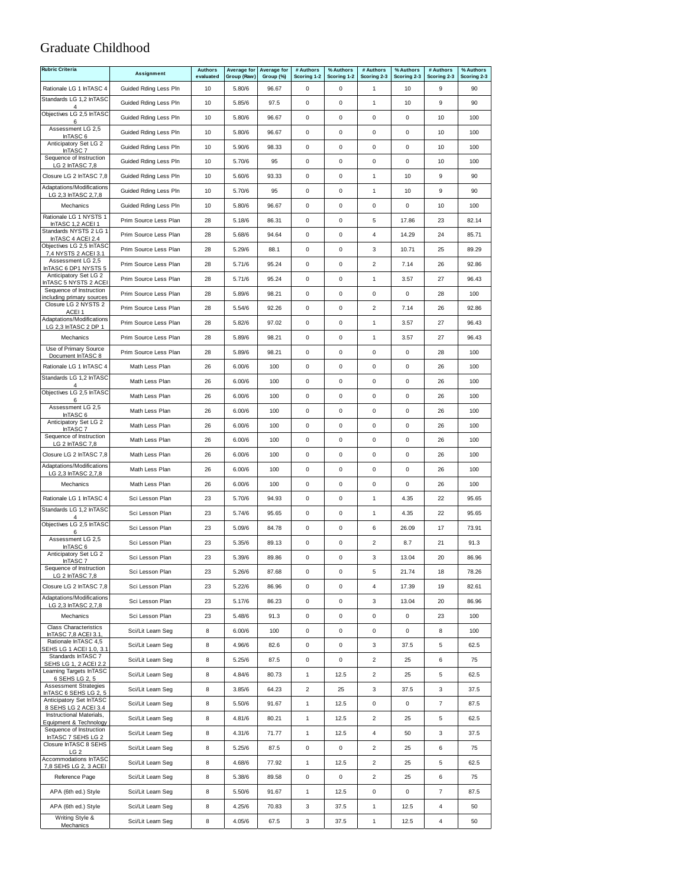# Graduate Childhood

| Rubric Criteria | Assignment | Authors evaluated | Average for Group (Raw) | Average for Group (%) | # Authors Scoring 1-2 | % Authors Scoring 1-2 | # Authors Scoring 2-3 | % Authors Scoring 2-3 | # Authors Scoring 2-3 | % Authors Scoring 2-3 |
|---|---|---|---|---|---|---|---|---|---|---|
| Rationale LG 1 InTASC 4 | Guided Rding Less Pln | 10 | 5.80/6 | 96.67 | 0 | 0 | 1 | 10 | 9 | 90 |
| Standards LG 1,2 InTASC 4 | Guided Rding Less Pln | 10 | 5.85/6 | 97.5 | 0 | 0 | 1 | 10 | 9 | 90 |
| Objectives LG 2,5 InTASC 6 | Guided Rding Less Pln | 10 | 5.80/6 | 96.67 | 0 | 0 | 0 | 0 | 10 | 100 |
| Assessment LG 2,5 InTASC 6 | Guided Rding Less Pln | 10 | 5.80/6 | 96.67 | 0 | 0 | 0 | 0 | 10 | 100 |
| Anticipatory Set LG 2 InTASC 7 | Guided Rding Less Pln | 10 | 5.90/6 | 98.33 | 0 | 0 | 0 | 0 | 10 | 100 |
| Sequence of Instruction LG 2 InTASC 7,8 | Guided Rding Less Pln | 10 | 5.70/6 | 95 | 0 | 0 | 0 | 0 | 10 | 100 |
| Closure LG 2 InTASC 7,8 | Guided Rding Less Pln | 10 | 5.60/6 | 93.33 | 0 | 0 | 1 | 10 | 9 | 90 |
| Adaptations/Modifications LG 2,3 InTASC 2,7,8 | Guided Rding Less Pln | 10 | 5.70/6 | 95 | 0 | 0 | 1 | 10 | 9 | 90 |
| Mechanics | Guided Rding Less Pln | 10 | 5.80/6 | 96.67 | 0 | 0 | 0 | 0 | 10 | 100 |
| Rationale LG 1 NYSTS 1 InTASC 1,2 ACEI 1 | Prim Source Less Plan | 28 | 5.18/6 | 86.31 | 0 | 0 | 5 | 17.86 | 23 | 82.14 |
| Standards NYSTS 2 LG 1 InTASC 4 ACEI 2.4 | Prim Source Less Plan | 28 | 5.68/6 | 94.64 | 0 | 0 | 4 | 14.29 | 24 | 85.71 |
| Objectives LG 2,5 InTASC 7,4 NYSTS 2 ACEI 3.1 | Prim Source Less Plan | 28 | 5.29/6 | 88.1 | 0 | 0 | 3 | 10.71 | 25 | 89.29 |
| Assessment LG 2,5 InTASC 6 DP1 NYSTS 5 | Prim Source Less Plan | 28 | 5.71/6 | 95.24 | 0 | 0 | 2 | 7.14 | 26 | 92.86 |
| Anticipatory Set LG 2 InTASC 5 NYSTS 2 ACEI | Prim Source Less Plan | 28 | 5.71/6 | 95.24 | 0 | 0 | 1 | 3.57 | 27 | 96.43 |
| Sequence of Instruction including primary sources | Prim Source Less Plan | 28 | 5.89/6 | 98.21 | 0 | 0 | 0 | 0 | 28 | 100 |
| Closure LG 2 NYSTS 2 ACEI 1 | Prim Source Less Plan | 28 | 5.54/6 | 92.26 | 0 | 0 | 2 | 7.14 | 26 | 92.86 |
| Adaptations/Modifications LG 2,3 InTASC 2 DP 1 | Prim Source Less Plan | 28 | 5.82/6 | 97.02 | 0 | 0 | 1 | 3.57 | 27 | 96.43 |
| Mechanics | Prim Source Less Plan | 28 | 5.89/6 | 98.21 | 0 | 0 | 1 | 3.57 | 27 | 96.43 |
| Use of Primary Source Document InTASC 8 | Prim Source Less Plan | 28 | 5.89/6 | 98.21 | 0 | 0 | 0 | 0 | 28 | 100 |
| Rationale LG 1 InTASC 4 | Math Less Plan | 26 | 6.00/6 | 100 | 0 | 0 | 0 | 0 | 26 | 100 |
| Standards LG 1,2 InTASC 4 | Math Less Plan | 26 | 6.00/6 | 100 | 0 | 0 | 0 | 0 | 26 | 100 |
| Objectives LG 2,5 InTASC 6 | Math Less Plan | 26 | 6.00/6 | 100 | 0 | 0 | 0 | 0 | 26 | 100 |
| Assessment LG 2,5 InTASC 6 | Math Less Plan | 26 | 6.00/6 | 100 | 0 | 0 | 0 | 0 | 26 | 100 |
| Anticipatory Set LG 2 InTASC 7 | Math Less Plan | 26 | 6.00/6 | 100 | 0 | 0 | 0 | 0 | 26 | 100 |
| Sequence of Instruction LG 2 InTASC 7,8 | Math Less Plan | 26 | 6.00/6 | 100 | 0 | 0 | 0 | 0 | 26 | 100 |
| Closure LG 2 InTASC 7,8 | Math Less Plan | 26 | 6.00/6 | 100 | 0 | 0 | 0 | 0 | 26 | 100 |
| Adaptations/Modifications LG 2,3 InTASC 2,7,8 | Math Less Plan | 26 | 6.00/6 | 100 | 0 | 0 | 0 | 0 | 26 | 100 |
| Mechanics | Math Less Plan | 26 | 6.00/6 | 100 | 0 | 0 | 0 | 0 | 26 | 100 |
| Rationale LG 1 InTASC 4 | Sci Lesson Plan | 23 | 5.70/6 | 94.93 | 0 | 0 | 1 | 4.35 | 22 | 95.65 |
| Standards LG 1,2 InTASC 4 | Sci Lesson Plan | 23 | 5.74/6 | 95.65 | 0 | 0 | 1 | 4.35 | 22 | 95.65 |
| Objectives LG 2,5 InTASC 6 | Sci Lesson Plan | 23 | 5.09/6 | 84.78 | 0 | 0 | 6 | 26.09 | 17 | 73.91 |
| Assessment LG 2,5 InTASC 6 | Sci Lesson Plan | 23 | 5.35/6 | 89.13 | 0 | 0 | 2 | 8.7 | 21 | 91.3 |
| Anticipatory Set LG 2 InTASC 7 | Sci Lesson Plan | 23 | 5.39/6 | 89.86 | 0 | 0 | 3 | 13.04 | 20 | 86.96 |
| Sequence of Instruction LG 2 InTASC 7,8 | Sci Lesson Plan | 23 | 5.26/6 | 87.68 | 0 | 0 | 5 | 21.74 | 18 | 78.26 |
| Closure LG 2 InTASC 7,8 | Sci Lesson Plan | 23 | 5.22/6 | 86.96 | 0 | 0 | 4 | 17.39 | 19 | 82.61 |
| Adaptations/Modifications LG 2,3 InTASC 2,7,8 | Sci Lesson Plan | 23 | 5.17/6 | 86.23 | 0 | 0 | 3 | 13.04 | 20 | 86.96 |
| Mechanics | Sci Lesson Plan | 23 | 5.48/6 | 91.3 | 0 | 0 | 0 | 0 | 23 | 100 |
| Class Characteristics InTASC 7,8 ACEI 3.1, | Sci/Lit Learn Seg | 8 | 6.00/6 | 100 | 0 | 0 | 0 | 0 | 8 | 100 |
| Rationale InTASC 4,5 SEHS LG 1 ACEI 1.0, 3.1 | Sci/Lit Learn Seg | 8 | 4.96/6 | 82.6 | 0 | 0 | 3 | 37.5 | 5 | 62.5 |
| Standards InTASC 7 SEHS LG 1, 2 ACEI 2.2 | Sci/Lit Learn Seg | 8 | 5.25/6 | 87.5 | 0 | 0 | 2 | 25 | 6 | 75 |
| Learning Targets InTASC 6 SEHS LG 2, 5 | Sci/Lit Learn Seg | 8 | 4.84/6 | 80.73 | 1 | 12.5 | 2 | 25 | 5 | 62.5 |
| Assessment Strategies InTASC 6 SEHS LG 2, 5 | Sci/Lit Learn Seg | 8 | 3.85/6 | 64.23 | 2 | 25 | 3 | 37.5 | 3 | 37.5 |
| Anticipatory Set InTASC 8 SEHS LG 2 ACEI 3.4 | Sci/Lit Learn Seg | 8 | 5.50/6 | 91.67 | 1 | 12.5 | 0 | 0 | 7 | 87.5 |
| Instructional Materials, Equipment & Technology | Sci/Lit Learn Seg | 8 | 4.81/6 | 80.21 | 1 | 12.5 | 2 | 25 | 5 | 62.5 |
| Sequence of Instruction InTASC 7 SEHS LG 2 | Sci/Lit Learn Seg | 8 | 4.31/6 | 71.77 | 1 | 12.5 | 4 | 50 | 3 | 37.5 |
| Closure InTASC 8 SEHS LG 2 | Sci/Lit Learn Seg | 8 | 5.25/6 | 87.5 | 0 | 0 | 2 | 25 | 6 | 75 |
| Accommodations InTASC 7,8 SEHS LG 2, 3 ACEI | Sci/Lit Learn Seg | 8 | 4.68/6 | 77.92 | 1 | 12.5 | 2 | 25 | 5 | 62.5 |
| Reference Page | Sci/Lit Learn Seg | 8 | 5.38/6 | 89.58 | 0 | 0 | 2 | 25 | 6 | 75 |
| APA (6th ed.) Style | Sci/Lit Learn Seg | 8 | 5.50/6 | 91.67 | 1 | 12.5 | 0 | 0 | 7 | 87.5 |
| APA (6th ed.) Style | Sci/Lit Learn Seg | 8 | 4.25/6 | 70.83 | 3 | 37.5 | 1 | 12.5 | 4 | 50 |
| Writing Style & Mechanics | Sci/Lit Learn Seg | 8 | 4.05/6 | 67.5 | 3 | 37.5 | 1 | 12.5 | 4 | 50 |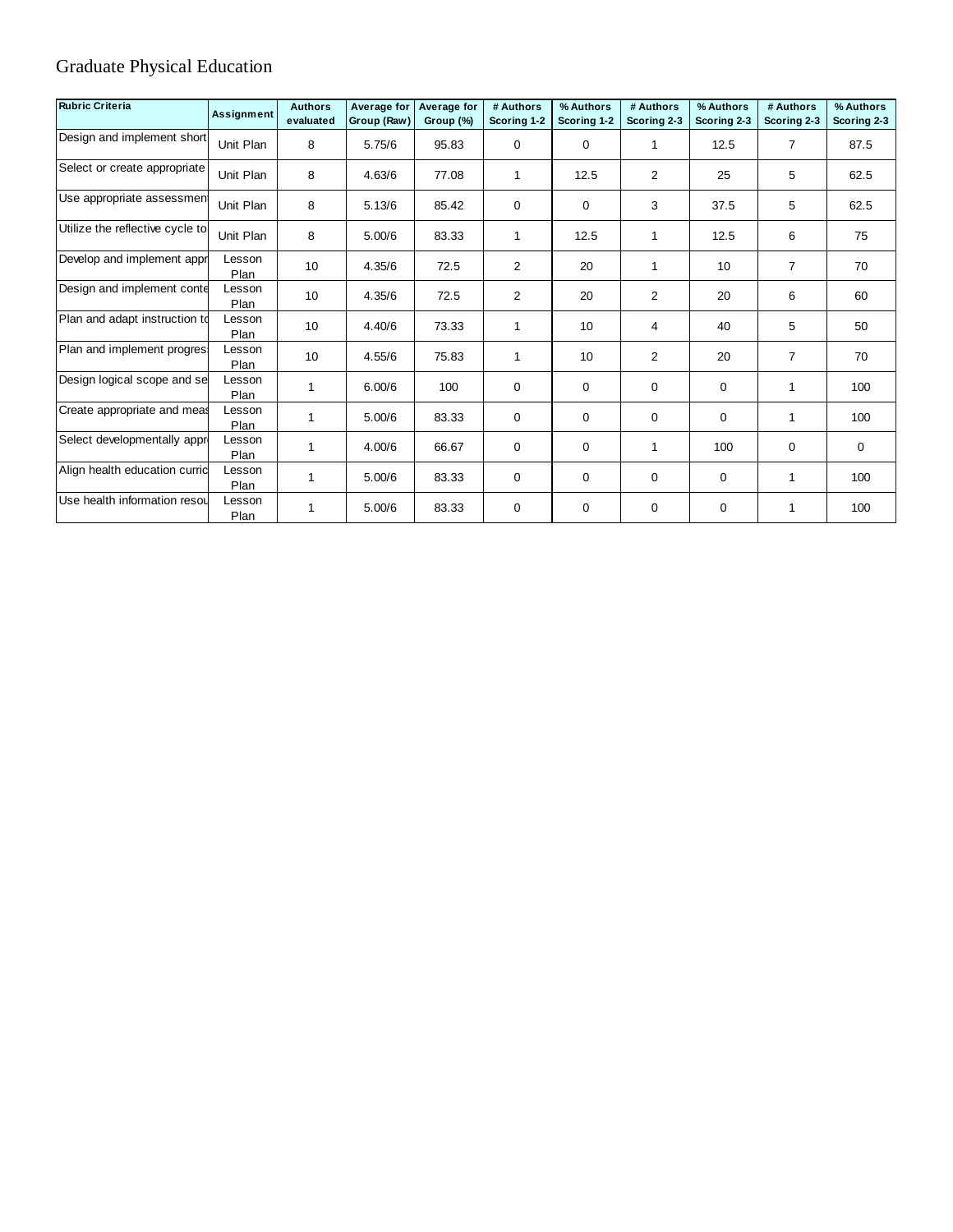# Graduate Physical Education

| Rubric Criteria | Assignment | Authors evaluated | Average for Group (Raw) | Average for Group (%) | # Authors Scoring 1-2 | % Authors Scoring 1-2 | # Authors Scoring 2-3 | % Authors Scoring 2-3 | # Authors Scoring 2-3 | % Authors Scoring 2-3 |
|---|---|---|---|---|---|---|---|---|---|---|
| Design and implement short | Unit Plan | 8 | 5.75/6 | 95.83 | 0 | 0 | 1 | 12.5 | 7 | 87.5 |
| Select or create appropriate | Unit Plan | 8 | 4.63/6 | 77.08 | 1 | 12.5 | 2 | 25 | 5 | 62.5 |
| Use appropriate assessmen | Unit Plan | 8 | 5.13/6 | 85.42 | 0 | 0 | 3 | 37.5 | 5 | 62.5 |
| Utilize the reflective cycle to | Unit Plan | 8 | 5.00/6 | 83.33 | 1 | 12.5 | 1 | 12.5 | 6 | 75 |
| Develop and implement appr | Lesson Plan | 10 | 4.35/6 | 72.5 | 2 | 20 | 1 | 10 | 7 | 70 |
| Design and implement conte | Lesson Plan | 10 | 4.35/6 | 72.5 | 2 | 20 | 2 | 20 | 6 | 60 |
| Plan and adapt instruction to | Lesson Plan | 10 | 4.40/6 | 73.33 | 1 | 10 | 4 | 40 | 5 | 50 |
| Plan and implement progres | Lesson Plan | 10 | 4.55/6 | 75.83 | 1 | 10 | 2 | 20 | 7 | 70 |
| Design logical scope and se | Lesson Plan | 1 | 6.00/6 | 100 | 0 | 0 | 0 | 0 | 1 | 100 |
| Create appropriate and meas | Lesson Plan | 1 | 5.00/6 | 83.33 | 0 | 0 | 0 | 0 | 1 | 100 |
| Select developmentally appr | Lesson Plan | 1 | 4.00/6 | 66.67 | 0 | 0 | 1 | 100 | 0 | 0 |
| Align health education curric | Lesson Plan | 1 | 5.00/6 | 83.33 | 0 | 0 | 0 | 0 | 1 | 100 |
| Use health information resou | Lesson Plan | 1 | 5.00/6 | 83.33 | 0 | 0 | 0 | 0 | 1 | 100 |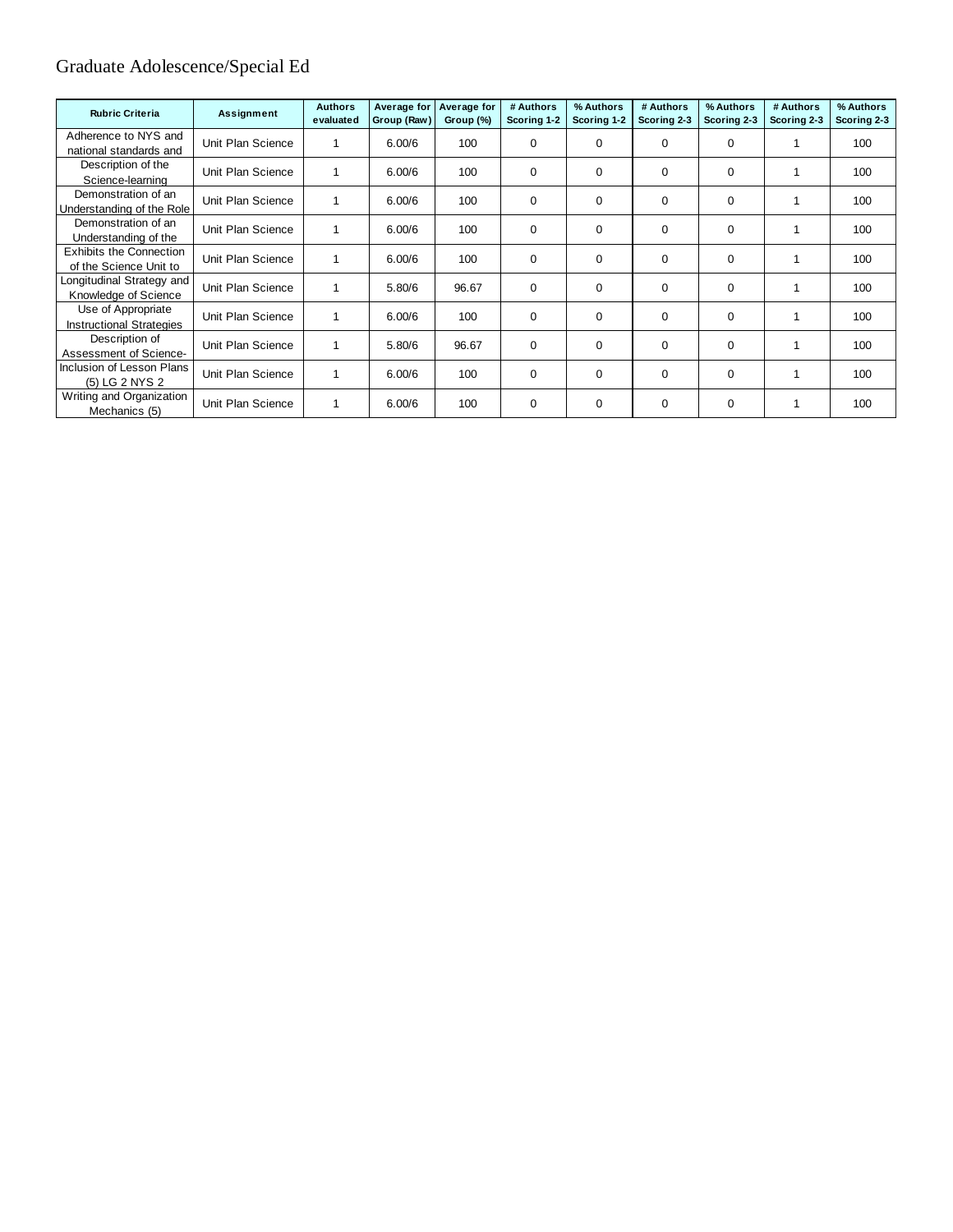# Graduate Adolescence/Special Ed

| Rubric Criteria | Assignment | Authors evaluated | Average for Group (Raw) | Average for Group (%) | # Authors Scoring 1-2 | % Authors Scoring 1-2 | # Authors Scoring 2-3 | % Authors Scoring 2-3 | # Authors Scoring 2-3 | % Authors Scoring 2-3 |
|---|---|---|---|---|---|---|---|---|---|---|
| Adherence to NYS and national standards and | Unit Plan Science | 1 | 6.00/6 | 100 | 0 | 0 | 0 | 0 | 1 | 100 |
| Description of the Science-learning | Unit Plan Science | 1 | 6.00/6 | 100 | 0 | 0 | 0 | 0 | 1 | 100 |
| Demonstration of an Understanding of the Role | Unit Plan Science | 1 | 6.00/6 | 100 | 0 | 0 | 0 | 0 | 1 | 100 |
| Demonstration of an Understanding of the | Unit Plan Science | 1 | 6.00/6 | 100 | 0 | 0 | 0 | 0 | 1 | 100 |
| Exhibits the Connection of the Science Unit to | Unit Plan Science | 1 | 6.00/6 | 100 | 0 | 0 | 0 | 0 | 1 | 100 |
| Longitudinal Strategy and Knowledge of Science | Unit Plan Science | 1 | 5.80/6 | 96.67 | 0 | 0 | 0 | 0 | 1 | 100 |
| Use of Appropriate Instructional Strategies | Unit Plan Science | 1 | 6.00/6 | 100 | 0 | 0 | 0 | 0 | 1 | 100 |
| Description of Assessment of Science- | Unit Plan Science | 1 | 5.80/6 | 96.67 | 0 | 0 | 0 | 0 | 1 | 100 |
| Inclusion of Lesson Plans (5) LG 2 NYS 2 | Unit Plan Science | 1 | 6.00/6 | 100 | 0 | 0 | 0 | 0 | 1 | 100 |
| Writing and Organization Mechanics (5) | Unit Plan Science | 1 | 6.00/6 | 100 | 0 | 0 | 0 | 0 | 1 | 100 |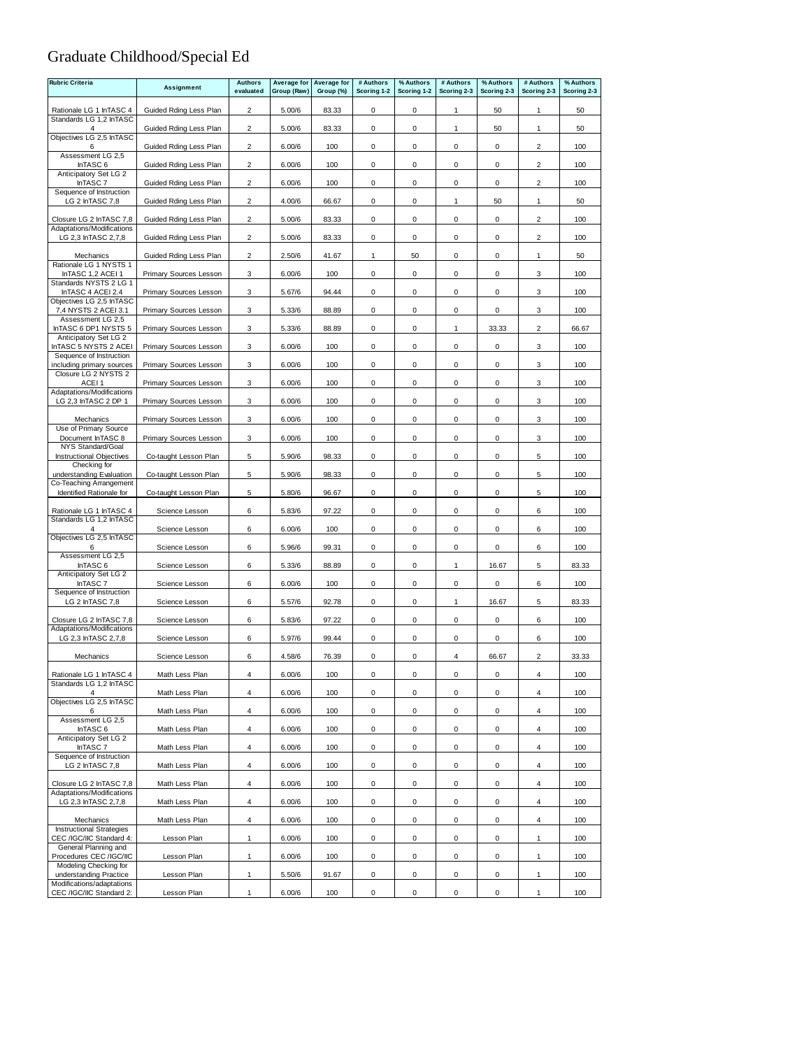# Graduate Childhood/Special Ed

| Rubric Criteria | Assignment | Authors evaluated | Average for Group (Raw) | Average for Group (%) | # Authors Scoring 1-2 | % Authors Scoring 1-2 | # Authors Scoring 2-3 | % Authors Scoring 2-3 | # Authors Scoring 2-3 | % Authors Scoring 2-3 |
|---|---|---|---|---|---|---|---|---|---|---|
| Rationale LG 1 InTASC 4 | Guided Rding Less Plan | 2 | 5.00/6 | 83.33 | 0 | 0 | 1 | 50 | 1 | 50 |
| Standards LG 1,2 InTASC 4 | Guided Rding Less Plan | 2 | 5.00/6 | 83.33 | 0 | 0 | 1 | 50 | 1 | 50 |
| Objectives LG 2,5 InTASC 6 | Guided Rding Less Plan | 2 | 6.00/6 | 100 | 0 | 0 | 0 | 0 | 2 | 100 |
| Assessment LG 2,5 InTASC 6 | Guided Rding Less Plan | 2 | 6.00/6 | 100 | 0 | 0 | 0 | 0 | 2 | 100 |
| Anticipatory Set LG 2 InTASC 7 | Guided Rding Less Plan | 2 | 6.00/6 | 100 | 0 | 0 | 0 | 0 | 2 | 100 |
| Sequence of Instruction LG 2 InTASC 7,8 | Guided Rding Less Plan | 2 | 4.00/6 | 66.67 | 0 | 0 | 1 | 50 | 1 | 50 |
| Closure LG 2 InTASC 7,8 | Guided Rding Less Plan | 2 | 5.00/6 | 83.33 | 0 | 0 | 0 | 0 | 2 | 100 |
| Adaptations/Modifications LG 2,3 InTASC 2,7,8 | Guided Rding Less Plan | 2 | 5.00/6 | 83.33 | 0 | 0 | 0 | 0 | 2 | 100 |
| Mechanics | Guided Rding Less Plan | 2 | 2.50/6 | 41.67 | 1 | 50 | 0 | 0 | 1 | 50 |
| Rationale LG 1 NYSTS 1 InTASC 1,2 ACEI 1 | Primary Sources Lesson | 3 | 6.00/6 | 100 | 0 | 0 | 0 | 0 | 3 | 100 |
| Standards NYSTS 2 LG 1 InTASC 4 ACEI 2.4 | Primary Sources Lesson | 3 | 5.67/6 | 94.44 | 0 | 0 | 0 | 0 | 3 | 100 |
| Objectives LG 2,5 InTASC 7,4 NYSTS 2 ACEI 3.1 | Primary Sources Lesson | 3 | 5.33/6 | 88.89 | 0 | 0 | 0 | 0 | 3 | 100 |
| Assessment LG 2,5 InTASC 6 DP1 NYSTS 5 | Primary Sources Lesson | 3 | 5.33/6 | 88.89 | 0 | 0 | 1 | 33.33 | 2 | 66.67 |
| Anticipatory Set LG 2 InTASC 5 NYSTS 2 ACEI | Primary Sources Lesson | 3 | 6.00/6 | 100 | 0 | 0 | 0 | 0 | 3 | 100 |
| Sequence of Instruction including primary sources | Primary Sources Lesson | 3 | 6.00/6 | 100 | 0 | 0 | 0 | 0 | 3 | 100 |
| Closure LG 2 NYSTS 2 ACEI 1 | Primary Sources Lesson | 3 | 6.00/6 | 100 | 0 | 0 | 0 | 0 | 3 | 100 |
| Adaptations/Modifications LG 2,3 InTASC 2 DP 1 | Primary Sources Lesson | 3 | 6.00/6 | 100 | 0 | 0 | 0 | 0 | 3 | 100 |
| Mechanics | Primary Sources Lesson | 3 | 6.00/6 | 100 | 0 | 0 | 0 | 0 | 3 | 100 |
| Use of Primary Source Document InTASC 8 | Primary Sources Lesson | 3 | 6.00/6 | 100 | 0 | 0 | 0 | 0 | 3 | 100 |
| NYS Standard/Goal Instructional Objectives | Co-taught Lesson Plan | 5 | 5.90/6 | 98.33 | 0 | 0 | 0 | 0 | 5 | 100 |
| Checking for understanding Evaluation | Co-taught Lesson Plan | 5 | 5.90/6 | 98.33 | 0 | 0 | 0 | 0 | 5 | 100 |
| Co-Teaching Arrangement Identified Rationale for | Co-taught Lesson Plan | 5 | 5.80/6 | 96.67 | 0 | 0 | 0 | 0 | 5 | 100 |
| Rationale LG 1 InTASC 4 | Science Lesson | 6 | 5.83/6 | 97.22 | 0 | 0 | 0 | 0 | 6 | 100 |
| Standards LG 1,2 InTASC 4 | Science Lesson | 6 | 6.00/6 | 100 | 0 | 0 | 0 | 0 | 6 | 100 |
| Objectives LG 2,5 InTASC 6 | Science Lesson | 6 | 5.96/6 | 99.31 | 0 | 0 | 0 | 0 | 6 | 100 |
| Assessment LG 2,5 InTASC 6 | Science Lesson | 6 | 5.33/6 | 88.89 | 0 | 0 | 1 | 16.67 | 5 | 83.33 |
| Anticipatory Set LG 2 InTASC 7 | Science Lesson | 6 | 6.00/6 | 100 | 0 | 0 | 0 | 0 | 6 | 100 |
| Sequence of Instruction LG 2 InTASC 7,8 | Science Lesson | 6 | 5.57/6 | 92.78 | 0 | 0 | 1 | 16.67 | 5 | 83.33 |
| Closure LG 2 InTASC 7,8 | Science Lesson | 6 | 5.83/6 | 97.22 | 0 | 0 | 0 | 0 | 6 | 100 |
| Adaptations/Modifications LG 2,3 InTASC 2,7,8 | Science Lesson | 6 | 5.97/6 | 99.44 | 0 | 0 | 0 | 0 | 6 | 100 |
| Mechanics | Science Lesson | 6 | 4.58/6 | 76.39 | 0 | 0 | 4 | 66.67 | 2 | 33.33 |
| Rationale LG 1 InTASC 4 | Math Less Plan | 4 | 6.00/6 | 100 | 0 | 0 | 0 | 0 | 4 | 100 |
| Standards LG 1,2 InTASC 4 | Math Less Plan | 4 | 6.00/6 | 100 | 0 | 0 | 0 | 0 | 4 | 100 |
| Objectives LG 2,5 InTASC 6 | Math Less Plan | 4 | 6.00/6 | 100 | 0 | 0 | 0 | 0 | 4 | 100 |
| Assessment LG 2,5 InTASC 6 | Math Less Plan | 4 | 6.00/6 | 100 | 0 | 0 | 0 | 0 | 4 | 100 |
| Anticipatory Set LG 2 InTASC 7 | Math Less Plan | 4 | 6.00/6 | 100 | 0 | 0 | 0 | 0 | 4 | 100 |
| Sequence of Instruction LG 2 InTASC 7,8 | Math Less Plan | 4 | 6.00/6 | 100 | 0 | 0 | 0 | 0 | 4 | 100 |
| Closure LG 2 InTASC 7,8 | Math Less Plan | 4 | 6.00/6 | 100 | 0 | 0 | 0 | 0 | 4 | 100 |
| Adaptations/Modifications LG 2,3 InTASC 2,7,8 | Math Less Plan | 4 | 6.00/6 | 100 | 0 | 0 | 0 | 0 | 4 | 100 |
| Mechanics | Math Less Plan | 4 | 6.00/6 | 100 | 0 | 0 | 0 | 0 | 4 | 100 |
| Instructional Strategies CEC /IGC/IIC Standard 4: | Lesson Plan | 1 | 6.00/6 | 100 | 0 | 0 | 0 | 0 | 1 | 100 |
| General Planning and Procedures CEC /IGC/IIC | Lesson Plan | 1 | 6.00/6 | 100 | 0 | 0 | 0 | 0 | 1 | 100 |
| Modeling Checking for understanding Practice | Lesson Plan | 1 | 5.50/6 | 91.67 | 0 | 0 | 0 | 0 | 1 | 100 |
| Modifications/adaptations CEC /IGC/IIC Standard 2: | Lesson Plan | 1 | 6.00/6 | 100 | 0 | 0 | 0 | 0 | 1 | 100 |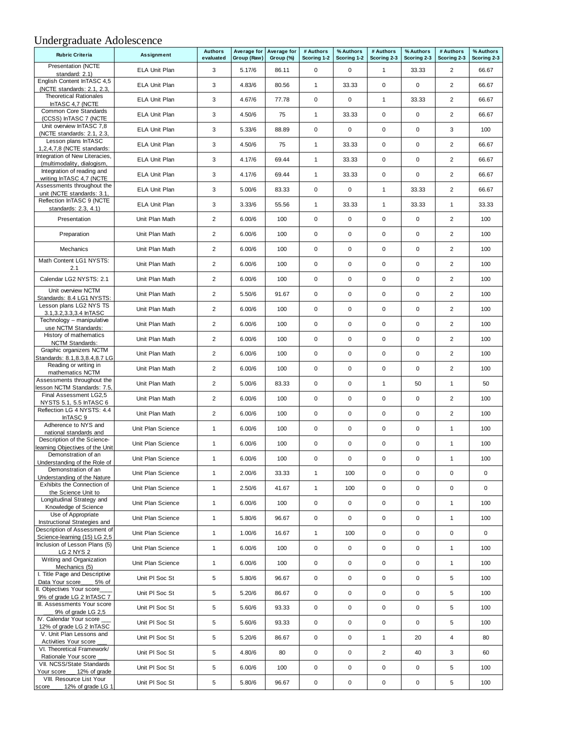# Undergraduate Adolescence

| Rubric Criteria | Assignment | Authors evaluated | Average for Group (Raw) | Average for Group (%) | # Authors Scoring 1-2 | % Authors Scoring 1-2 | # Authors Scoring 2-3 | % Authors Scoring 2-3 | # Authors Scoring 2-3 | % Authors Scoring 2-3 |
|---|---|---|---|---|---|---|---|---|---|---|
| Presentation (NCTE standard: 2.1) | ELA Unit Plan | 3 | 5.17/6 | 86.11 | 0 | 0 | 1 | 33.33 | 2 | 66.67 |
| English Content InTASC 4,5 (NCTE standards: 2.1, 2.3, | ELA Unit Plan | 3 | 4.83/6 | 80.56 | 1 | 33.33 | 0 | 0 | 2 | 66.67 |
| Theoretical Rationales InTASC 4,7 (NCTE | ELA Unit Plan | 3 | 4.67/6 | 77.78 | 0 | 0 | 1 | 33.33 | 2 | 66.67 |
| Common Core Standards (CCSS) InTASC 7 (NCTE | ELA Unit Plan | 3 | 4.50/6 | 75 | 1 | 33.33 | 0 | 0 | 2 | 66.67 |
| Unit overview InTASC 7,8 (NCTE standards: 2.1, 2.3, | ELA Unit Plan | 3 | 5.33/6 | 88.89 | 0 | 0 | 0 | 0 | 3 | 100 |
| Lesson plans InTASC 1,2,4,7,8 (NCTE standards: | ELA Unit Plan | 3 | 4.50/6 | 75 | 1 | 33.33 | 0 | 0 | 2 | 66.67 |
| Integration of New Literacies, (multimodality, dialogism, | ELA Unit Plan | 3 | 4.17/6 | 69.44 | 1 | 33.33 | 0 | 0 | 2 | 66.67 |
| Integration of reading and writing InTASC 4,7 (NCTE | ELA Unit Plan | 3 | 4.17/6 | 69.44 | 1 | 33.33 | 0 | 0 | 2 | 66.67 |
| Assessments throughout the unit (NCTE standards: 3.1, | ELA Unit Plan | 3 | 5.00/6 | 83.33 | 0 | 0 | 1 | 33.33 | 2 | 66.67 |
| Reflection InTASC 9 (NCTE standards: 2.3, 4.1) | ELA Unit Plan | 3 | 3.33/6 | 55.56 | 1 | 33.33 | 1 | 33.33 | 1 | 33.33 |
| Presentation | Unit Plan Math | 2 | 6.00/6 | 100 | 0 | 0 | 0 | 0 | 2 | 100 |
| Preparation | Unit Plan Math | 2 | 6.00/6 | 100 | 0 | 0 | 0 | 0 | 2 | 100 |
| Mechanics | Unit Plan Math | 2 | 6.00/6 | 100 | 0 | 0 | 0 | 0 | 2 | 100 |
| Math Content LG1 NYSTS: 2.1 | Unit Plan Math | 2 | 6.00/6 | 100 | 0 | 0 | 0 | 0 | 2 | 100 |
| Calendar LG2 NYSTS: 2.1 | Unit Plan Math | 2 | 6.00/6 | 100 | 0 | 0 | 0 | 0 | 2 | 100 |
| Unit overview NCTM Standards: 8.4 LG1 NYSTS: | Unit Plan Math | 2 | 5.50/6 | 91.67 | 0 | 0 | 0 | 0 | 2 | 100 |
| Lesson plans LG2 NYS TS 3.1,3.2,3.3,3.4 InTASC | Unit Plan Math | 2 | 6.00/6 | 100 | 0 | 0 | 0 | 0 | 2 | 100 |
| Technology – manipulative use NCTM Standards: | Unit Plan Math | 2 | 6.00/6 | 100 | 0 | 0 | 0 | 0 | 2 | 100 |
| History of mathematics NCTM Standards: | Unit Plan Math | 2 | 6.00/6 | 100 | 0 | 0 | 0 | 0 | 2 | 100 |
| Graphic organizers NCTM Standards: 8.1,8.3,8.4,8.7 LG | Unit Plan Math | 2 | 6.00/6 | 100 | 0 | 0 | 0 | 0 | 2 | 100 |
| Reading or writing in mathematics NCTM | Unit Plan Math | 2 | 6.00/6 | 100 | 0 | 0 | 0 | 0 | 2 | 100 |
| Assessments throughout the lesson NCTM Standards: 7.5, | Unit Plan Math | 2 | 5.00/6 | 83.33 | 0 | 0 | 1 | 50 | 1 | 50 |
| Final Assessment LG2,5 NYSTS 5.1, 5.5 InTASC 6 | Unit Plan Math | 2 | 6.00/6 | 100 | 0 | 0 | 0 | 0 | 2 | 100 |
| Reflection LG 4 NYSTS: 4.4 InTASC 9 | Unit Plan Math | 2 | 6.00/6 | 100 | 0 | 0 | 0 | 0 | 2 | 100 |
| Adherence to NYS and national standards and | Unit Plan Science | 1 | 6.00/6 | 100 | 0 | 0 | 0 | 0 | 1 | 100 |
| Description of the Science-learning Objectives of the Unit | Unit Plan Science | 1 | 6.00/6 | 100 | 0 | 0 | 0 | 0 | 1 | 100 |
| Demonstration of an Understanding of the Role of | Unit Plan Science | 1 | 6.00/6 | 100 | 0 | 0 | 0 | 0 | 1 | 100 |
| Demonstration of an Understanding of the Nature | Unit Plan Science | 1 | 2.00/6 | 33.33 | 1 | 100 | 0 | 0 | 0 | 0 |
| Exhibits the Connection of the Science Unit to | Unit Plan Science | 1 | 2.50/6 | 41.67 | 1 | 100 | 0 | 0 | 0 | 0 |
| Longitudinal Strategy and Knowledge of Science | Unit Plan Science | 1 | 6.00/6 | 100 | 0 | 0 | 0 | 0 | 1 | 100 |
| Use of Appropriate Instructional Strategies and | Unit Plan Science | 1 | 5.80/6 | 96.67 | 0 | 0 | 0 | 0 | 1 | 100 |
| Description of Assessment of Science-learning (15) LG 2,5 | Unit Plan Science | 1 | 1.00/6 | 16.67 | 1 | 100 | 0 | 0 | 0 | 0 |
| Inclusion of Lesson Plans (5) LG 2 NYS 2 | Unit Plan Science | 1 | 6.00/6 | 100 | 0 | 0 | 0 | 0 | 1 | 100 |
| Writing and Organization Mechanics (5) | Unit Plan Science | 1 | 6.00/6 | 100 | 0 | 0 | 0 | 0 | 1 | 100 |
| I. Title Page and Descriptive Data Your score____5% of | Unit Pl Soc St | 5 | 5.80/6 | 96.67 | 0 | 0 | 0 | 0 | 5 | 100 |
| II. Objectives Your score____ 9% of grade LG 2 InTASC 7 | Unit Pl Soc St | 5 | 5.20/6 | 86.67 | 0 | 0 | 0 | 0 | 5 | 100 |
| III. Assessments Your score ___9% of grade LG 2,5 | Unit Pl Soc St | 5 | 5.60/6 | 93.33 | 0 | 0 | 0 | 0 | 5 | 100 |
| IV. Calendar Your score ___ 12% of grade LG 2 InTASC | Unit Pl Soc St | 5 | 5.60/6 | 93.33 | 0 | 0 | 0 | 0 | 5 | 100 |
| V. Unit Plan Lessons and Activities Your score ___ | Unit Pl Soc St | 5 | 5.20/6 | 86.67 | 0 | 0 | 1 | 20 | 4 | 80 |
| VI. Theoretical Framework/ Rationale Your score ___ | Unit Pl Soc St | 5 | 4.80/6 | 80 | 0 | 0 | 2 | 40 | 3 | 60 |
| VII. NCSS/State Standards Your score___ 12% of grade | Unit Pl Soc St | 5 | 6.00/6 | 100 | 0 | 0 | 0 | 0 | 5 | 100 |
| VIII. Resource List Your score____ 12% of grade LG 1 | Unit Pl Soc St | 5 | 5.80/6 | 96.67 | 0 | 0 | 0 | 0 | 5 | 100 |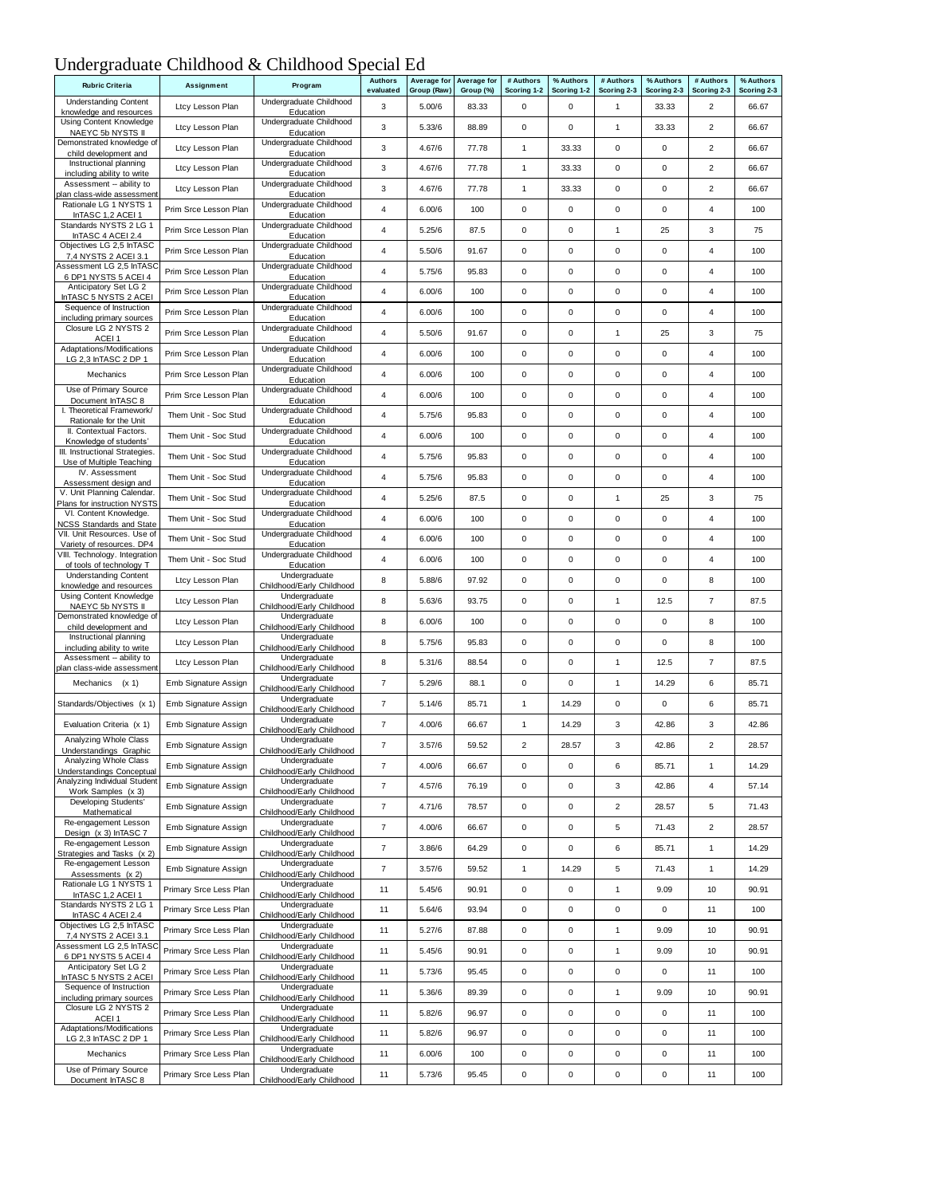# Undergraduate Childhood & Childhood Special Ed

| Rubric Criteria | Assignment | Program | Authors evaluated | Average for Group (Raw) | Average for Group (%) | # Authors Scoring 1-2 | % Authors Scoring 1-2 | # Authors Scoring 2-3 | % Authors Scoring 2-3 | # Authors Scoring 2-3 | % Authors Scoring 2-3 |
|---|---|---|---|---|---|---|---|---|---|---|---|
| Understanding Content knowledge and resources | Ltcy Lesson Plan | Undergraduate Childhood Education | 3 | 5.00/6 | 83.33 | 0 | 0 | 1 | 33.33 | 2 | 66.67 |
| Using Content Knowledge NAEYC 5b NYSTS II | Ltcy Lesson Plan | Undergraduate Childhood Education | 3 | 5.33/6 | 88.89 | 0 | 0 | 1 | 33.33 | 2 | 66.67 |
| Demonstrated knowledge of child development and | Ltcy Lesson Plan | Undergraduate Childhood Education | 3 | 4.67/6 | 77.78 | 1 | 33.33 | 0 | 0 | 2 | 66.67 |
| Instructional planning including ability to write | Ltcy Lesson Plan | Undergraduate Childhood Education | 3 | 4.67/6 | 77.78 | 1 | 33.33 | 0 | 0 | 2 | 66.67 |
| Assessment -- ability to plan class-wide assessment | Ltcy Lesson Plan | Undergraduate Childhood Education | 3 | 4.67/6 | 77.78 | 1 | 33.33 | 0 | 0 | 2 | 66.67 |
| Rationale LG 1 NYSTS 1 InTASC 1,2 ACEI 1 | Prim Srce Lesson Plan | Undergraduate Childhood Education | 4 | 6.00/6 | 100 | 0 | 0 | 0 | 0 | 4 | 100 |
| Standards NYSTS 2 LG 1 InTASC 4 ACEI 2.4 | Prim Srce Lesson Plan | Undergraduate Childhood Education | 4 | 5.25/6 | 87.5 | 0 | 0 | 1 | 25 | 3 | 75 |
| Objectives LG 2,5 InTASC 7,4 NYSTS 2 ACEI 3.1 | Prim Srce Lesson Plan | Undergraduate Childhood Education | 4 | 5.50/6 | 91.67 | 0 | 0 | 0 | 0 | 4 | 100 |
| Assessment LG 2,5 InTASC 6 DP1 NYSTS 5 ACEI 4 | Prim Srce Lesson Plan | Undergraduate Childhood Education | 4 | 5.75/6 | 95.83 | 0 | 0 | 0 | 0 | 4 | 100 |
| Anticipatory Set LG 2 InTASC 5 NYSTS 2 ACEI | Prim Srce Lesson Plan | Undergraduate Childhood Education | 4 | 6.00/6 | 100 | 0 | 0 | 0 | 0 | 4 | 100 |
| Sequence of Instruction including primary sources | Prim Srce Lesson Plan | Undergraduate Childhood Education | 4 | 6.00/6 | 100 | 0 | 0 | 0 | 0 | 4 | 100 |
| Closure LG 2 NYSTS 2 ACEI 1 | Prim Srce Lesson Plan | Undergraduate Childhood Education | 4 | 5.50/6 | 91.67 | 0 | 0 | 1 | 25 | 3 | 75 |
| Adaptations/Modifications LG 2,3 InTASC 2 DP 1 | Prim Srce Lesson Plan | Undergraduate Childhood Education | 4 | 6.00/6 | 100 | 0 | 0 | 0 | 0 | 4 | 100 |
| Mechanics | Prim Srce Lesson Plan | Undergraduate Childhood Education | 4 | 6.00/6 | 100 | 0 | 0 | 0 | 0 | 4 | 100 |
| Use of Primary Source Document InTASC 8 | Prim Srce Lesson Plan | Undergraduate Childhood Education | 4 | 6.00/6 | 100 | 0 | 0 | 0 | 0 | 4 | 100 |
| I. Theoretical Framework/ Rationale for the Unit | Them Unit - Soc Stud | Undergraduate Childhood Education | 4 | 5.75/6 | 95.83 | 0 | 0 | 0 | 0 | 4 | 100 |
| II. Contextual Factors. Knowledge of students' | Them Unit - Soc Stud | Undergraduate Childhood Education | 4 | 6.00/6 | 100 | 0 | 0 | 0 | 0 | 4 | 100 |
| III. Instructional Strategies. Use of Multiple Teaching | Them Unit - Soc Stud | Undergraduate Childhood Education | 4 | 5.75/6 | 95.83 | 0 | 0 | 0 | 0 | 4 | 100 |
| IV. Assessment Assessment design and | Them Unit - Soc Stud | Undergraduate Childhood Education | 4 | 5.75/6 | 95.83 | 0 | 0 | 0 | 0 | 4 | 100 |
| V. Unit Planning Calendar. Plans for instruction NYSTS | Them Unit - Soc Stud | Undergraduate Childhood Education | 4 | 5.25/6 | 87.5 | 0 | 0 | 1 | 25 | 3 | 75 |
| VI. Content Knowledge. NCSS Standards and State | Them Unit - Soc Stud | Undergraduate Childhood Education | 4 | 6.00/6 | 100 | 0 | 0 | 0 | 0 | 4 | 100 |
| VII. Unit Resources. Use of Variety of resources. DP4 | Them Unit - Soc Stud | Undergraduate Childhood Education | 4 | 6.00/6 | 100 | 0 | 0 | 0 | 0 | 4 | 100 |
| VIII. Technology. Integration of tools of technology T | Them Unit - Soc Stud | Undergraduate Childhood Education | 4 | 6.00/6 | 100 | 0 | 0 | 0 | 0 | 4 | 100 |
| Understanding Content knowledge and resources | Ltcy Lesson Plan | Undergraduate Childhood/Early Childhood | 8 | 5.88/6 | 97.92 | 0 | 0 | 0 | 0 | 8 | 100 |
| Using Content Knowledge NAEYC 5b NYSTS II | Ltcy Lesson Plan | Undergraduate Childhood/Early Childhood | 8 | 5.63/6 | 93.75 | 0 | 0 | 1 | 12.5 | 7 | 87.5 |
| Demonstrated knowledge of child development and | Ltcy Lesson Plan | Undergraduate Childhood/Early Childhood | 8 | 6.00/6 | 100 | 0 | 0 | 0 | 0 | 8 | 100 |
| Instructional planning including ability to write | Ltcy Lesson Plan | Undergraduate Childhood/Early Childhood | 8 | 5.75/6 | 95.83 | 0 | 0 | 0 | 0 | 8 | 100 |
| Assessment -- ability to plan class-wide assessment | Ltcy Lesson Plan | Undergraduate Childhood/Early Childhood | 8 | 5.31/6 | 88.54 | 0 | 0 | 1 | 12.5 | 7 | 87.5 |
| Mechanics (x 1) | Emb Signature Assign | Undergraduate Childhood/Early Childhood | 7 | 5.29/6 | 88.1 | 0 | 0 | 1 | 14.29 | 6 | 85.71 |
| Standards/Objectives (x 1) | Emb Signature Assign | Undergraduate Childhood/Early Childhood | 7 | 5.14/6 | 85.71 | 1 | 14.29 | 0 | 0 | 6 | 85.71 |
| Evaluation Criteria (x 1) | Emb Signature Assign | Undergraduate Childhood/Early Childhood | 7 | 4.00/6 | 66.67 | 1 | 14.29 | 3 | 42.86 | 3 | 42.86 |
| Analyzing Whole Class Understandings Graphic | Emb Signature Assign | Undergraduate Childhood/Early Childhood | 7 | 3.57/6 | 59.52 | 2 | 28.57 | 3 | 42.86 | 2 | 28.57 |
| Analyzing Whole Class Understandings Conceptual | Emb Signature Assign | Undergraduate Childhood/Early Childhood | 7 | 4.00/6 | 66.67 | 0 | 0 | 6 | 85.71 | 1 | 14.29 |
| Analyzing Individual Student Work Samples (x 3) | Emb Signature Assign | Undergraduate Childhood/Early Childhood | 7 | 4.57/6 | 76.19 | 0 | 0 | 3 | 42.86 | 4 | 57.14 |
| Developing Students' Mathematical | Emb Signature Assign | Undergraduate Childhood/Early Childhood | 7 | 4.71/6 | 78.57 | 0 | 0 | 2 | 28.57 | 5 | 71.43 |
| Re-engagement Lesson Design (x 3) InTASC 7 | Emb Signature Assign | Undergraduate Childhood/Early Childhood | 7 | 4.00/6 | 66.67 | 0 | 0 | 5 | 71.43 | 2 | 28.57 |
| Re-engagement Lesson Strategies and Tasks (x 2) | Emb Signature Assign | Undergraduate Childhood/Early Childhood | 7 | 3.86/6 | 64.29 | 0 | 0 | 6 | 85.71 | 1 | 14.29 |
| Re-engagement Lesson Assessments (x 2) | Emb Signature Assign | Undergraduate Childhood/Early Childhood | 7 | 3.57/6 | 59.52 | 1 | 14.29 | 5 | 71.43 | 1 | 14.29 |
| Rationale LG 1 NYSTS 1 InTASC 1,2 ACEI 1 | Primary Srce Less Plan | Undergraduate Childhood/Early Childhood | 11 | 5.45/6 | 90.91 | 0 | 0 | 1 | 9.09 | 10 | 90.91 |
| Standards NYSTS 2 LG 1 InTASC 4 ACEI 2.4 | Primary Srce Less Plan | Undergraduate Childhood/Early Childhood | 11 | 5.64/6 | 93.94 | 0 | 0 | 0 | 0 | 11 | 100 |
| Objectives LG 2,5 InTASC 7,4 NYSTS 2 ACEI 3.1 | Primary Srce Less Plan | Undergraduate Childhood/Early Childhood | 11 | 5.27/6 | 87.88 | 0 | 0 | 1 | 9.09 | 10 | 90.91 |
| Assessment LG 2,5 InTASC 6 DP1 NYSTS 5 ACEI 4 | Primary Srce Less Plan | Undergraduate Childhood/Early Childhood | 11 | 5.45/6 | 90.91 | 0 | 0 | 1 | 9.09 | 10 | 90.91 |
| Anticipatory Set LG 2 InTASC 5 NYSTS 2 ACEI | Primary Srce Less Plan | Undergraduate Childhood/Early Childhood | 11 | 5.73/6 | 95.45 | 0 | 0 | 0 | 0 | 11 | 100 |
| Sequence of Instruction including primary sources | Primary Srce Less Plan | Undergraduate Childhood/Early Childhood | 11 | 5.36/6 | 89.39 | 0 | 0 | 1 | 9.09 | 10 | 90.91 |
| Closure LG 2 NYSTS 2 ACEI 1 | Primary Srce Less Plan | Undergraduate Childhood/Early Childhood | 11 | 5.82/6 | 96.97 | 0 | 0 | 0 | 0 | 11 | 100 |
| Adaptations/Modifications LG 2,3 InTASC 2 DP 1 | Primary Srce Less Plan | Undergraduate Childhood/Early Childhood | 11 | 5.82/6 | 96.97 | 0 | 0 | 0 | 0 | 11 | 100 |
| Mechanics | Primary Srce Less Plan | Undergraduate Childhood/Early Childhood | 11 | 6.00/6 | 100 | 0 | 0 | 0 | 0 | 11 | 100 |
| Use of Primary Source Document InTASC 8 | Primary Srce Less Plan | Undergraduate Childhood/Early Childhood | 11 | 5.73/6 | 95.45 | 0 | 0 | 0 | 0 | 11 | 100 |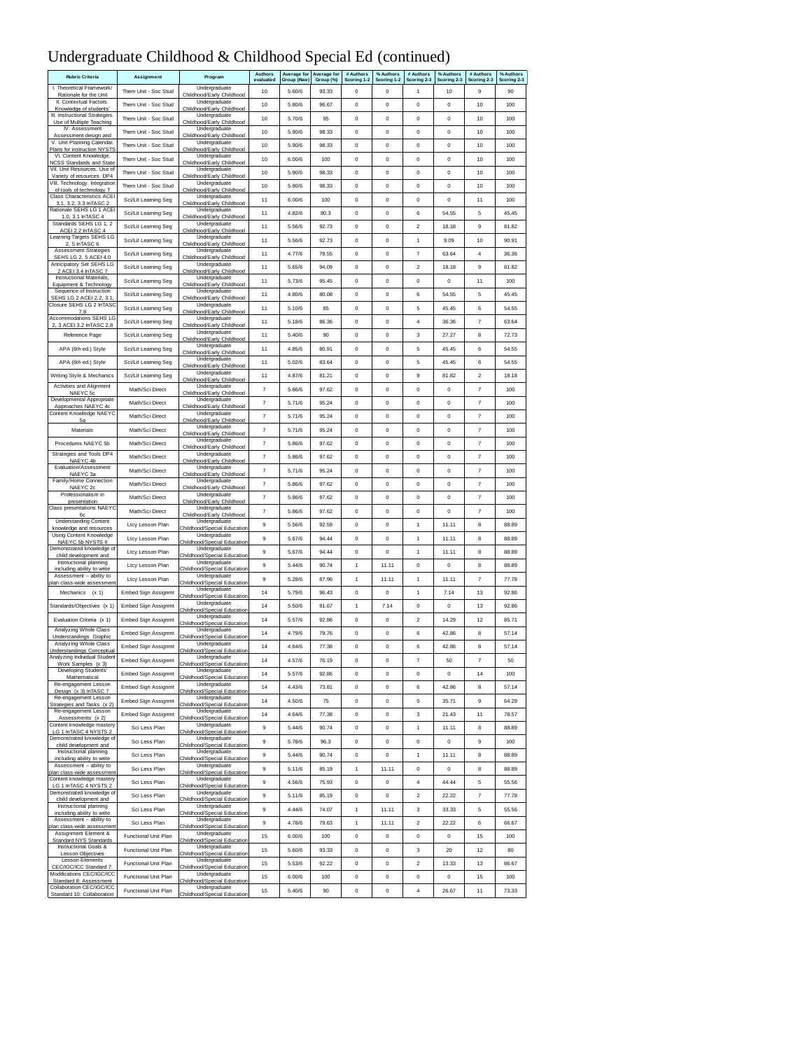# Undergraduate Childhood & Childhood Special Ed (continued)

| Rubric Criteria | Assignment | Program | Authors evaluated | Average for Group (Raw) | Average for Group (%) | # Authors Scoring 1-2 | % Authors Scoring 1-2 | # Authors Scoring 2-3 | % Authors Scoring 2-3 | # Authors Scoring 2-3 | % Authors Scoring 2-3 |
|---|---|---|---|---|---|---|---|---|---|---|---|
| I. Theoretical Framework/ Rationale for the Unit | Them Unit - Soc Stud | Undergraduate Childhood/Early Childhood | 10 | 5.60/6 | 93.33 | 0 | 0 | 1 | 10 | 9 | 90 |
| II. Contextual Factors. Knowledge of students' | Them Unit - Soc Stud | Undergraduate Childhood/Early Childhood | 10 | 5.80/6 | 96.67 | 0 | 0 | 0 | 0 | 10 | 100 |
| III. Instructional Strategies. Use of Multiple Teaching | Them Unit - Soc Stud | Undergraduate Childhood/Early Childhood | 10 | 5.70/6 | 95 | 0 | 0 | 0 | 0 | 10 | 100 |
| IV. Assessment Assessment design and | Them Unit - Soc Stud | Undergraduate Childhood/Early Childhood | 10 | 5.90/6 | 98.33 | 0 | 0 | 0 | 0 | 10 | 100 |
| V. Unit Planning Calendar. Plans for instruction NYSTS | Them Unit - Soc Stud | Undergraduate Childhood/Early Childhood | 10 | 5.90/6 | 98.33 | 0 | 0 | 0 | 0 | 10 | 100 |
| VI. Content Knowledge. NCSS Standards and State | Them Unit - Soc Stud | Undergraduate Childhood/Early Childhood | 10 | 6.00/6 | 100 | 0 | 0 | 0 | 0 | 10 | 100 |
| VII. Unit Resources. Use of Variety of resources. DP4 | Them Unit - Soc Stud | Undergraduate Childhood/Early Childhood | 10 | 5.90/6 | 98.33 | 0 | 0 | 0 | 0 | 10 | 100 |
| VIII. Technology. Integration of tools of technology T | Them Unit - Soc Stud | Undergraduate Childhood/Early Childhood | 10 | 5.90/6 | 98.33 | 0 | 0 | 0 | 0 | 10 | 100 |
| Class Characteristics ACEI 3.1, 3.2, 3.3 InTASC 2 | Sci/Lit Learning Seg | Undergraduate Childhood/Early Childhood | 11 | 6.00/6 | 100 | 0 | 0 | 0 | 0 | 11 | 100 |
| Rationale SEHS LG 1 ACEI 1.0, 3.1 InTASC 4 | Sci/Lit Learning Seg | Undergraduate Childhood/Early Childhood | 11 | 4.82/6 | 80.3 | 0 | 0 | 6 | 54.55 | 5 | 45.45 |
| Standards SEHS LG 1, 2 ACEI 2.2 InTASC 4 | Sci/Lit Learning Seg | Undergraduate Childhood/Early Childhood | 11 | 5.56/6 | 92.73 | 0 | 0 | 2 | 18.18 | 9 | 81.82 |
| Learning Targets SEHS LG 2, 5 InTASC 6 | Sci/Lit Learning Seg | Undergraduate Childhood/Early Childhood | 11 | 5.56/6 | 92.73 | 0 | 0 | 1 | 9.09 | 10 | 90.91 |
| Assessment Strategies SEHS LG 2, 5 ACEI 4.0 | Sci/Lit Learning Seg | Undergraduate Childhood/Early Childhood | 11 | 4.77/6 | 79.55 | 0 | 0 | 7 | 63.64 | 4 | 36.36 |
| Anticipatory Set SEHS LG 2 ACEI 3.4 InTASC 7 | Sci/Lit Learning Seg | Undergraduate Childhood/Early Childhood | 11 | 5.65/6 | 94.09 | 0 | 0 | 2 | 18.18 | 9 | 81.82 |
| Instructional Materials, Equipment & Technology | Sci/Lit Learning Seg | Undergraduate Childhood/Early Childhood | 11 | 5.73/6 | 95.45 | 0 | 0 | 0 | 0 | 11 | 100 |
| Sequence of Instruction SEHS LG 2 ACEI 2.2, 3.1, | Sci/Lit Learning Seg | Undergraduate Childhood/Early Childhood | 11 | 4.80/6 | 80.08 | 0 | 0 | 6 | 54.55 | 5 | 45.45 |
| Closure SEHS LG 2 InTASC 7,8 | Sci/Lit Learning Seg | Undergraduate Childhood/Early Childhood | 11 | 5.10/6 | 85 | 0 | 0 | 5 | 45.45 | 6 | 54.55 |
| Accommodations SEHS LG 2, 3 ACEI 3.2 InTASC 2,8 | Sci/Lit Learning Seg | Undergraduate Childhood/Early Childhood | 11 | 5.18/6 | 86.36 | 0 | 0 | 4 | 36.36 | 7 | 63.64 |
| Reference Page | Sci/Lit Learning Seg | Undergraduate Childhood/Early Childhood | 11 | 5.40/6 | 90 | 0 | 0 | 3 | 27.27 | 8 | 72.73 |
| APA (6th ed.) Style | Sci/Lit Learning Seg | Undergraduate Childhood/Early Childhood | 11 | 4.85/6 | 80.91 | 0 | 0 | 5 | 45.45 | 6 | 54.55 |
| APA (6th ed.) Style | Sci/Lit Learning Seg | Undergraduate Childhood/Early Childhood | 11 | 5.02/6 | 83.64 | 0 | 0 | 5 | 45.45 | 6 | 54.55 |
| Writing Style & Mechanics | Sci/Lit Learning Seg | Undergraduate Childhood/Early Childhood | 11 | 4.87/6 | 81.21 | 0 | 0 | 9 | 81.82 | 2 | 18.18 |
| Activities and Alignment NAEYC 5c | Math/Sci Direct | Undergraduate Childhood/Early Childhood | 7 | 5.86/6 | 97.62 | 0 | 0 | 0 | 0 | 7 | 100 |
| Developmental Appropriate Approaches NAEYC 4c | Math/Sci Direct | Undergraduate Childhood/Early Childhood | 7 | 5.71/6 | 95.24 | 0 | 0 | 0 | 0 | 7 | 100 |
| Content Knowledge NAEYC 5a | Math/Sci Direct | Undergraduate Childhood/Early Childhood | 7 | 5.71/6 | 95.24 | 0 | 0 | 0 | 0 | 7 | 100 |
| Materials | Math/Sci Direct | Undergraduate Childhood/Early Childhood | 7 | 5.71/6 | 95.24 | 0 | 0 | 0 | 0 | 7 | 100 |
| Procedures NAEYC 5b | Math/Sci Direct | Undergraduate Childhood/Early Childhood | 7 | 5.86/6 | 97.62 | 0 | 0 | 0 | 0 | 7 | 100 |
| Strategies and Tools DP4 NAEYC 4b | Math/Sci Direct | Undergraduate Childhood/Early Childhood | 7 | 5.86/6 | 97.62 | 0 | 0 | 0 | 0 | 7 | 100 |
| Evaluation/Assessment NAEYC 3a | Math/Sci Direct | Undergraduate Childhood/Early Childhood | 7 | 5.71/6 | 95.24 | 0 | 0 | 0 | 0 | 7 | 100 |
| Family/Home Connection NAEYC 2c | Math/Sci Direct | Undergraduate Childhood/Early Childhood | 7 | 5.86/6 | 97.62 | 0 | 0 | 0 | 0 | 7 | 100 |
| Professionalism in presentation | Math/Sci Direct | Undergraduate Childhood/Early Childhood | 7 | 5.86/6 | 97.62 | 0 | 0 | 0 | 0 | 7 | 100 |
| Class presentations NAEYC 6c | Math/Sci Direct | Undergraduate Childhood/Early Childhood | 7 | 5.86/6 | 97.62 | 0 | 0 | 0 | 0 | 7 | 100 |
| Understanding Content knowledge and resources | Ltcy Lesson Plan | Undergraduate Childhood/Special Education | 9 | 5.56/6 | 92.59 | 0 | 0 | 1 | 11.11 | 8 | 88.89 |
| Using Content Knowledge NAEYC 5b NYSTS II | Ltcy Lesson Plan | Undergraduate Childhood/Special Education | 9 | 5.67/6 | 94.44 | 0 | 0 | 1 | 11.11 | 8 | 88.89 |
| Demonstrated knowledge of child development and | Ltcy Lesson Plan | Undergraduate Childhood/Special Education | 9 | 5.67/6 | 94.44 | 0 | 0 | 1 | 11.11 | 8 | 88.89 |
| Instructional planning including ability to write | Ltcy Lesson Plan | Undergraduate Childhood/Special Education | 9 | 5.44/6 | 90.74 | 1 | 11.11 | 0 | 0 | 8 | 88.89 |
| Assessment -- ability to plan class-wide assessment | Ltcy Lesson Plan | Undergraduate Childhood/Special Education | 9 | 5.28/6 | 87.96 | 1 | 11.11 | 1 | 11.11 | 7 | 77.78 |
| Mechanics (x 1) | Embed Sign Assignmt | Undergraduate Childhood/Special Education | 14 | 5.79/6 | 96.43 | 0 | 0 | 1 | 7.14 | 13 | 92.86 |
| Standards/Objectives (x 1) | Embed Sign Assignmt | Undergraduate Childhood/Special Education | 14 | 5.50/6 | 91.67 | 1 | 7.14 | 0 | 0 | 13 | 92.86 |
| Evaluation Criteria (x 1) | Embed Sign Assignmt | Undergraduate Childhood/Special Education | 14 | 5.57/6 | 92.86 | 0 | 0 | 2 | 14.29 | 12 | 85.71 |
| Analyzing Whole Class Understandings Graphic | Embed Sign Assignmt | Undergraduate Childhood/Special Education | 14 | 4.79/6 | 79.76 | 0 | 0 | 6 | 42.86 | 8 | 57.14 |
| Analyzing Whole Class Understandings Conceptual | Embed Sign Assignmt | Undergraduate Childhood/Special Education | 14 | 4.64/6 | 77.38 | 0 | 0 | 6 | 42.86 | 8 | 57.14 |
| Analyzing Individual Student Work Samples (x 3) | Embed Sign Assignmt | Undergraduate Childhood/Special Education | 14 | 4.57/6 | 76.19 | 0 | 0 | 7 | 50 | 7 | 50 |
| Developing Students' Mathematical | Embed Sign Assignmt | Undergraduate Childhood/Special Education | 14 | 5.57/6 | 92.86 | 0 | 0 | 0 | 0 | 14 | 100 |
| Re-engagement Lesson Design (x 3) InTASC 7 | Embed Sign Assignmt | Undergraduate Childhood/Special Education | 14 | 4.43/6 | 73.81 | 0 | 0 | 6 | 42.86 | 8 | 57.14 |
| Re-engagement Lesson Strategies and Tasks (x 2) | Embed Sign Assignmt | Undergraduate Childhood/Special Education | 14 | 4.50/6 | 75 | 0 | 0 | 5 | 35.71 | 9 | 64.29 |
| Re-engagement Lesson Assessments (x 2) | Embed Sign Assignmt | Undergraduate Childhood/Special Education | 14 | 4.64/6 | 77.38 | 0 | 0 | 3 | 21.43 | 11 | 78.57 |
| Content knowledge mastery LG 1 InTASC 4 NYSTS 2 | Sci Less Plan | Undergraduate Childhood/Special Education | 9 | 5.44/6 | 90.74 | 0 | 0 | 1 | 11.11 | 8 | 88.89 |
| Demonstrated knowledge of child development and | Sci Less Plan | Undergraduate Childhood/Special Education | 9 | 5.78/6 | 96.3 | 0 | 0 | 0 | 0 | 9 | 100 |
| Instructional planning including ability to write | Sci Less Plan | Undergraduate Childhood/Special Education | 9 | 5.44/6 | 90.74 | 0 | 0 | 1 | 11.11 | 8 | 88.89 |
| Assessment -- ability to plan class-wide assessment | Sci Less Plan | Undergraduate Childhood/Special Education | 9 | 5.11/6 | 85.19 | 1 | 11.11 | 0 | 0 | 8 | 88.89 |
| Content knowledge mastery LG 1 InTASC 4 NYSTS 2 | Sci Less Plan | Undergraduate Childhood/Special Education | 9 | 4.56/6 | 75.93 | 0 | 0 | 4 | 44.44 | 5 | 55.56 |
| Demonstrated knowledge of child development and | Sci Less Plan | Undergraduate Childhood/Special Education | 9 | 5.11/6 | 85.19 | 0 | 0 | 2 | 22.22 | 7 | 77.78 |
| Instructional planning including ability to write | Sci Less Plan | Undergraduate Childhood/Special Education | 9 | 4.44/6 | 74.07 | 1 | 11.11 | 3 | 33.33 | 5 | 55.56 |
| Assessment -- ability to plan class-wide assessment | Sci Less Plan | Undergraduate Childhood/Special Education | 9 | 4.78/6 | 79.63 | 1 | 11.11 | 2 | 22.22 | 6 | 66.67 |
| Assignment Element & Standard NYS Standards | Functional Unit Plan | Undergraduate Childhood/Special Education | 15 | 6.00/6 | 100 | 0 | 0 | 0 | 0 | 15 | 100 |
| Instructional Goals & Lesson Objectives | Functional Unit Plan | Undergraduate Childhood/Special Education | 15 | 5.60/6 | 93.33 | 0 | 0 | 3 | 20 | 12 | 80 |
| Lesson Elements CEC/IGC/ICC Standard 7: | Functional Unit Plan | Undergraduate Childhood/Special Education | 15 | 5.53/6 | 92.22 | 0 | 0 | 2 | 13.33 | 13 | 86.67 |
| Modifications CEC/IGC/ICC Standard 8: Assessment | Functional Unit Plan | Undergraduate Childhood/Special Education | 15 | 6.00/6 | 100 | 0 | 0 | 0 | 0 | 15 | 100 |
| Collaboration CEC/IGC/ICC Standard 10: Collaboration | Functional Unit Plan | Undergraduate Childhood/Special Education | 15 | 5.40/6 | 90 | 0 | 0 | 4 | 26.67 | 11 | 73.33 |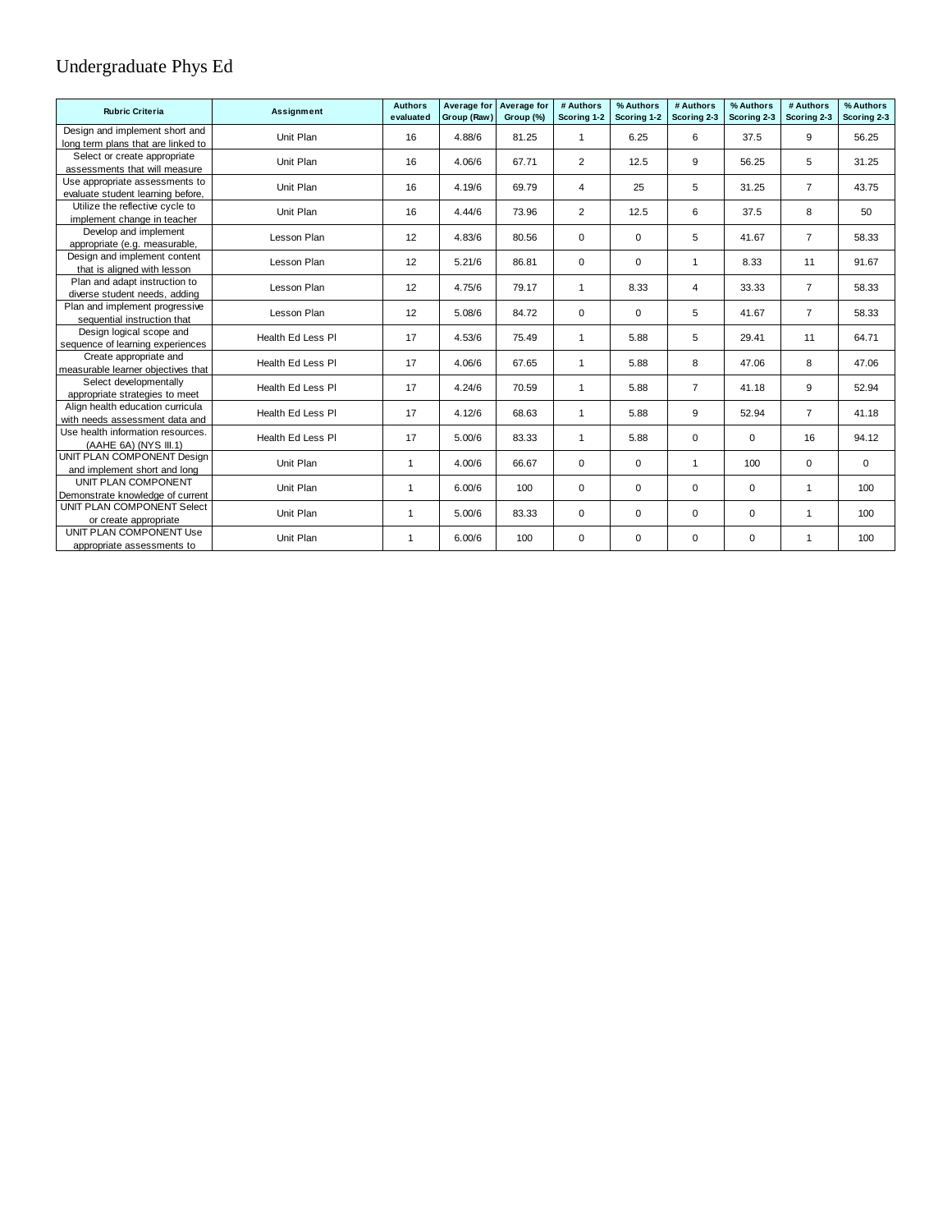# Undergraduate Phys Ed

| Rubric Criteria | Assignment | Authors evaluated | Average for Group (Raw) | Average for Group (%) | # Authors Scoring 1-2 | % Authors Scoring 1-2 | # Authors Scoring 2-3 | % Authors Scoring 2-3 | # Authors Scoring 2-3 | % Authors Scoring 2-3 |
|---|---|---|---|---|---|---|---|---|---|---|
| Design and implement short and long term plans that are linked to | Unit Plan | 16 | 4.88/6 | 81.25 | 1 | 6.25 | 6 | 37.5 | 9 | 56.25 |
| Select or create appropriate assessments that will measure | Unit Plan | 16 | 4.06/6 | 67.71 | 2 | 12.5 | 9 | 56.25 | 5 | 31.25 |
| Use appropriate assessments to evaluate student learning before, | Unit Plan | 16 | 4.19/6 | 69.79 | 4 | 25 | 5 | 31.25 | 7 | 43.75 |
| Utilize the reflective cycle to implement change in teacher | Unit Plan | 16 | 4.44/6 | 73.96 | 2 | 12.5 | 6 | 37.5 | 8 | 50 |
| Develop and implement appropriate (e.g. measurable, | Lesson Plan | 12 | 4.83/6 | 80.56 | 0 | 0 | 5 | 41.67 | 7 | 58.33 |
| Design and implement content that is aligned with lesson | Lesson Plan | 12 | 5.21/6 | 86.81 | 0 | 0 | 1 | 8.33 | 11 | 91.67 |
| Plan and adapt instruction to diverse student needs, adding | Lesson Plan | 12 | 4.75/6 | 79.17 | 1 | 8.33 | 4 | 33.33 | 7 | 58.33 |
| Plan and implement progressive sequential instruction that | Lesson Plan | 12 | 5.08/6 | 84.72 | 0 | 0 | 5 | 41.67 | 7 | 58.33 |
| Design logical scope and sequence of learning experiences | Health Ed Less Pl | 17 | 4.53/6 | 75.49 | 1 | 5.88 | 5 | 29.41 | 11 | 64.71 |
| Create appropriate and measurable learner objectives that | Health Ed Less Pl | 17 | 4.06/6 | 67.65 | 1 | 5.88 | 8 | 47.06 | 8 | 47.06 |
| Select developmentally appropriate strategies to meet | Health Ed Less Pl | 17 | 4.24/6 | 70.59 | 1 | 5.88 | 7 | 41.18 | 9 | 52.94 |
| Align health education curricula with needs assessment data and | Health Ed Less Pl | 17 | 4.12/6 | 68.63 | 1 | 5.88 | 9 | 52.94 | 7 | 41.18 |
| Use health information resources. (AAHE 6A) (NYS III.1) | Health Ed Less Pl | 17 | 5.00/6 | 83.33 | 1 | 5.88 | 0 | 0 | 16 | 94.12 |
| UNIT PLAN COMPONENT Design and implement short and long | Unit Plan | 1 | 4.00/6 | 66.67 | 0 | 0 | 1 | 100 | 0 | 0 |
| UNIT PLAN COMPONENT Demonstrate knowledge of current | Unit Plan | 1 | 6.00/6 | 100 | 0 | 0 | 0 | 0 | 1 | 100 |
| UNIT PLAN COMPONENT Select or create appropriate | Unit Plan | 1 | 5.00/6 | 83.33 | 0 | 0 | 0 | 0 | 1 | 100 |
| UNIT PLAN COMPONENT Use appropriate assessments to | Unit Plan | 1 | 6.00/6 | 100 | 0 | 0 | 0 | 0 | 1 | 100 |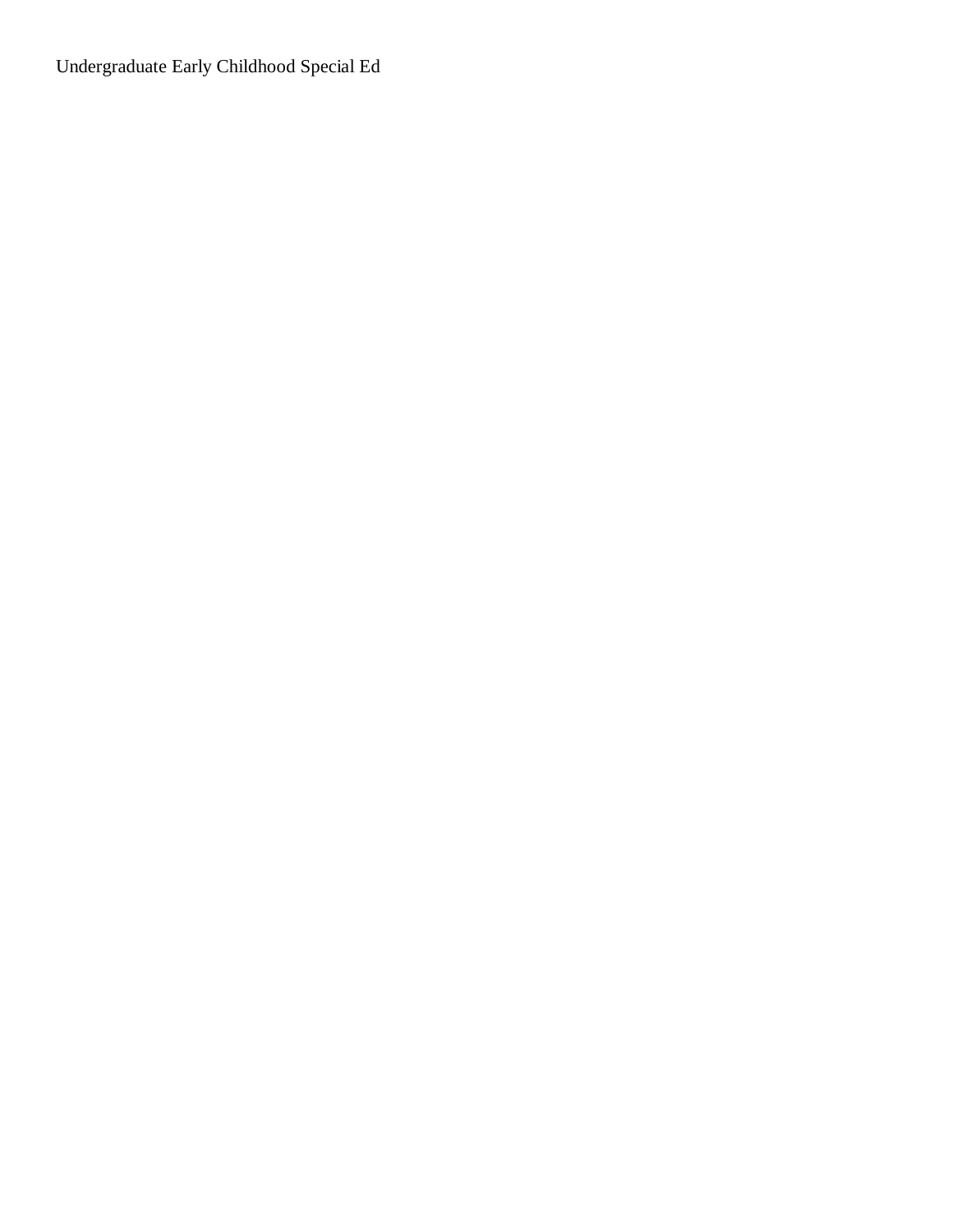Undergraduate Early Childhood Special Ed